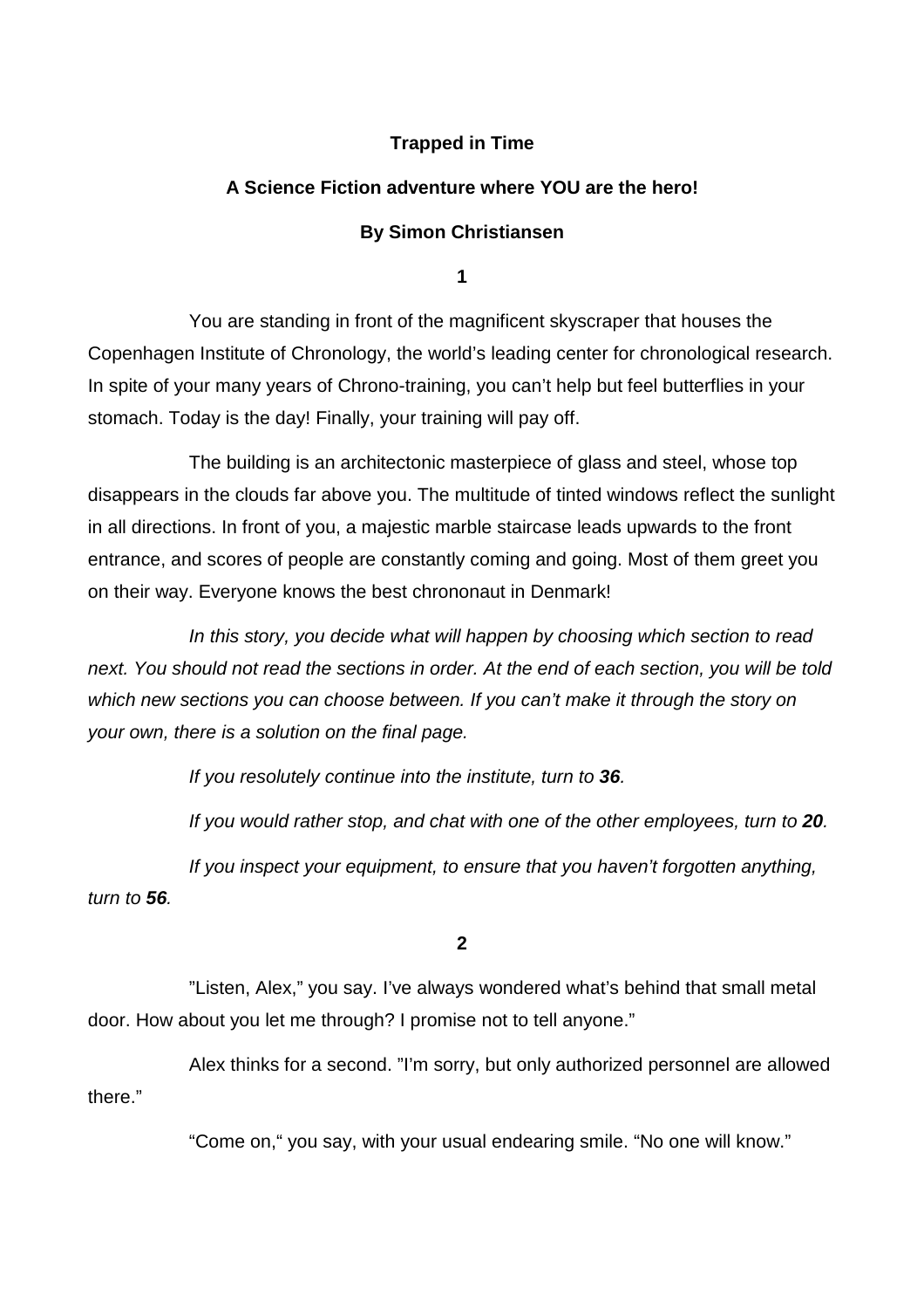**Trapped in Time**

**A Science Fiction adventure where YOU are the hero!**

**By Simon Christiansen**

**1**

You are standing in front of the magnificent skyscraper that houses the Copenhagen Institute of Chronology, the world's leading center for chronological research. In spite of your many years of Chrono-training, you can't help but feel butterflies in your stomach. Today is the day! Finally, your training will pay off.

The building is an architectonic masterpiece of glass and steel, whose top disappears in the clouds far above you. The multitude of tinted windows reflect the sunlight in all directions. In front of you, a majestic marble staircase leads upwards to the front entrance, and scores of people are constantly coming and going. Most of them greet you on their way. Everyone knows the best chrononaut in Denmark!

*In this story, you decide what will happen by choosing which section to read next. You should not read the sections in order. At the end of each section, you will be told which new sections you can choose between. If you can't make it through the story on your own, there is a solution on the final page.*

*If you resolutely continue into the institute, turn to **36**.*

*If you would rather stop, and chat with one of the other employees, turn to **20**.*

*If you inspect your equipment, to ensure that you haven't forgotten anything, turn to **56**.*

**2**

"Listen, Alex," you say. I've always wondered what's behind that small metal door. How about you let me through? I promise not to tell anyone."

Alex thinks for a second. "I'm sorry, but only authorized personnel are allowed there."

"Come on," you say, with your usual endearing smile. "No one will know."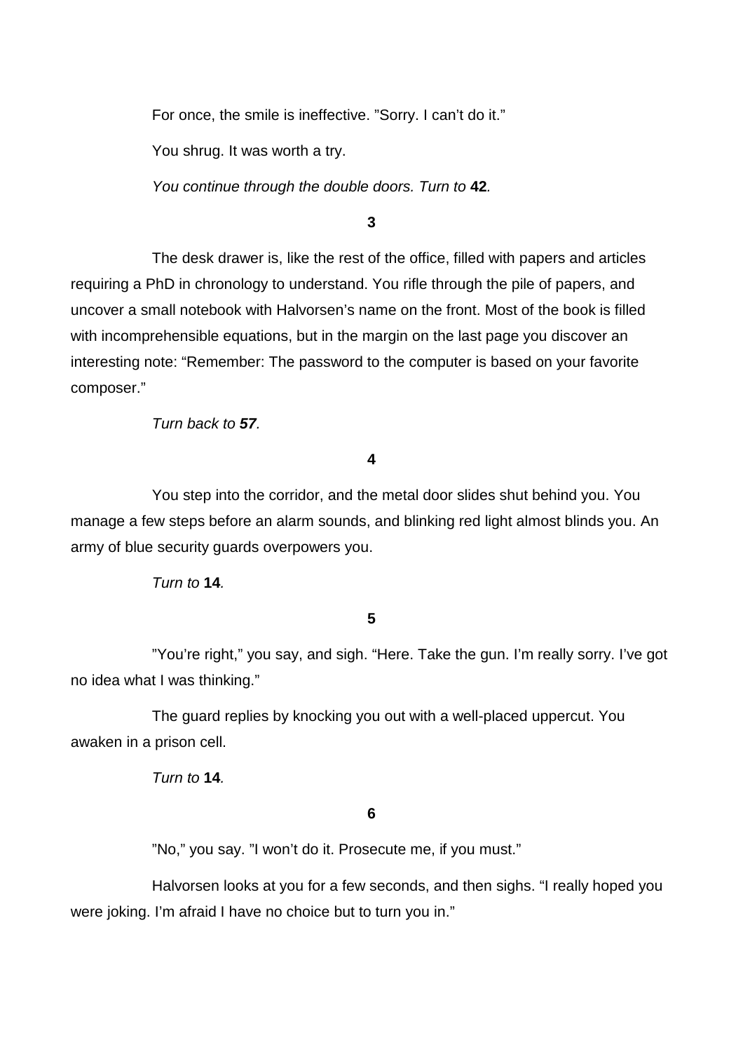For once, the smile is ineffective. ”Sorry. I can’t do it.”

You shrug. It was worth a try.

*You continue through the double doors. Turn to* **42***.*

**3**

The desk drawer is, like the rest of the office, filled with papers and articles requiring a PhD in chronology to understand. You rifle through the pile of papers, and uncover a small notebook with Halvorsen’s name on the front. Most of the book is filled with incomprehensible equations, but in the margin on the last page you discover an interesting note: “Remember: The password to the computer is based on your favorite composer.”

*Turn back to* ***57****.*

**4**

You step into the corridor, and the metal door slides shut behind you. You manage a few steps before an alarm sounds, and blinking red light almost blinds you. An army of blue security guards overpowers you.

*Turn to* **14***.*

**5**

”You’re right,” you say, and sigh. “Here. Take the gun. I’m really sorry. I’ve got no idea what I was thinking.”

The guard replies by knocking you out with a well-placed uppercut. You awaken in a prison cell.

*Turn to* **14***.*

**6**

”No,” you say. ”I won’t do it. Prosecute me, if you must.”

Halvorsen looks at you for a few seconds, and then sighs. “I really hoped you were joking. I’m afraid I have no choice but to turn you in.”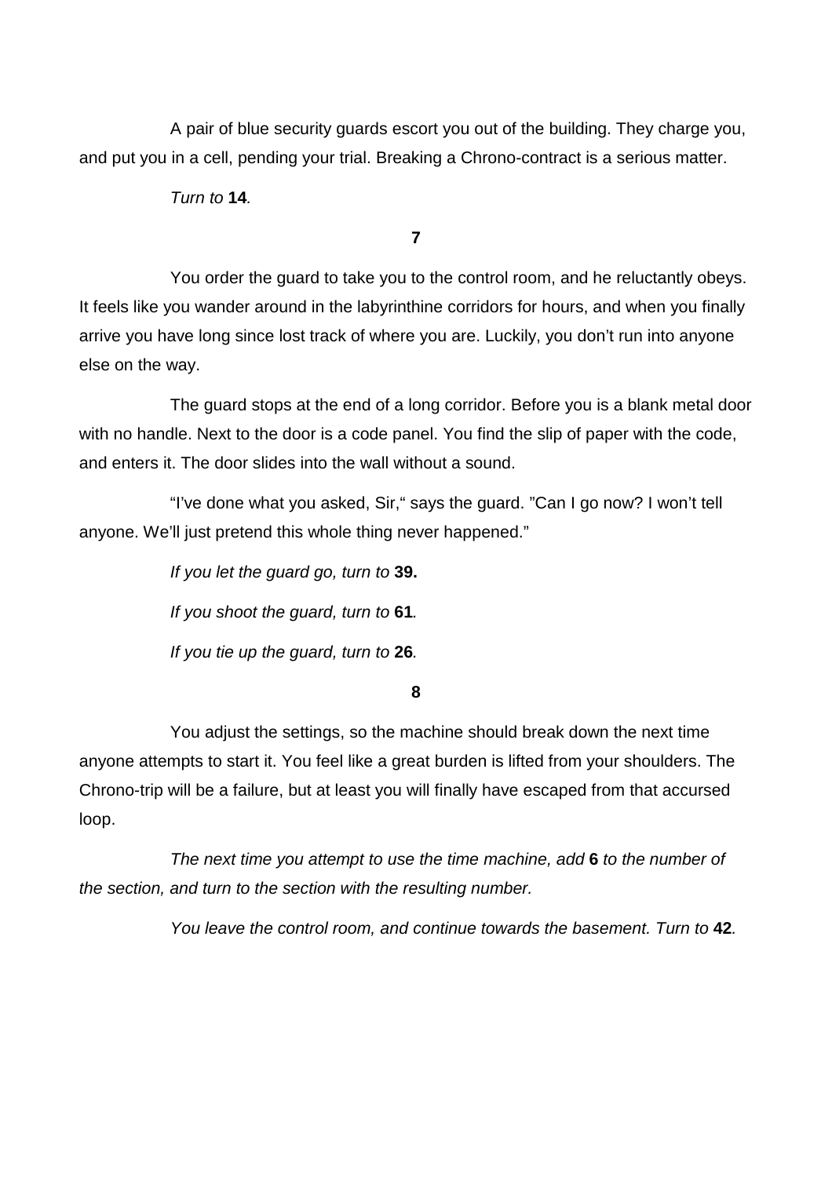A pair of blue security guards escort you out of the building. They charge you, and put you in a cell, pending your trial. Breaking a Chrono-contract is a serious matter.

*Turn to* **14***.*

**7**

You order the guard to take you to the control room, and he reluctantly obeys. It feels like you wander around in the labyrinthine corridors for hours, and when you finally arrive you have long since lost track of where you are. Luckily, you don't run into anyone else on the way.

The guard stops at the end of a long corridor. Before you is a blank metal door with no handle. Next to the door is a code panel. You find the slip of paper with the code, and enters it. The door slides into the wall without a sound.

"I've done what you asked, Sir," says the guard. "Can I go now? I won't tell anyone. We'll just pretend this whole thing never happened."

*If you let the guard go, turn to* **39.**

*If you shoot the guard, turn to* **61***.*

*If you tie up the guard, turn to* **26***.*

**8**

You adjust the settings, so the machine should break down the next time anyone attempts to start it. You feel like a great burden is lifted from your shoulders. The Chrono-trip will be a failure, but at least you will finally have escaped from that accursed loop.

*The next time you attempt to use the time machine, add* **6** *to the number of the section, and turn to the section with the resulting number.*

*You leave the control room, and continue towards the basement. Turn to* **42***.*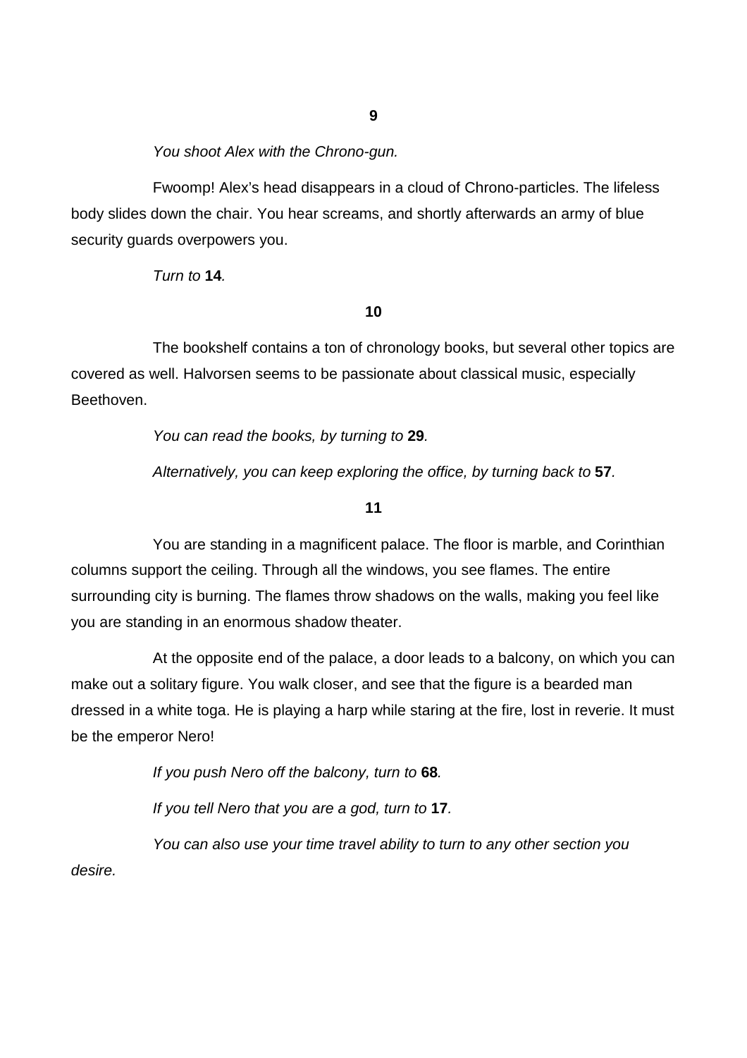**9**

*You shoot Alex with the Chrono-gun.*

Fwoomp! Alex's head disappears in a cloud of Chrono-particles. The lifeless body slides down the chair. You hear screams, and shortly afterwards an army of blue security guards overpowers you.

*Turn to* **14***.*

**10**

The bookshelf contains a ton of chronology books, but several other topics are covered as well. Halvorsen seems to be passionate about classical music, especially Beethoven.

*You can read the books, by turning to* **29***.*

*Alternatively, you can keep exploring the office, by turning back to* **57***.*

**11**

You are standing in a magnificent palace. The floor is marble, and Corinthian columns support the ceiling. Through all the windows, you see flames. The entire surrounding city is burning. The flames throw shadows on the walls, making you feel like you are standing in an enormous shadow theater.

At the opposite end of the palace, a door leads to a balcony, on which you can make out a solitary figure. You walk closer, and see that the figure is a bearded man dressed in a white toga. He is playing a harp while staring at the fire, lost in reverie. It must be the emperor Nero!

*If you push Nero off the balcony, turn to* **68***.*

*If you tell Nero that you are a god, turn to* **17***.*

*You can also use your time travel ability to turn to any other section you desire.*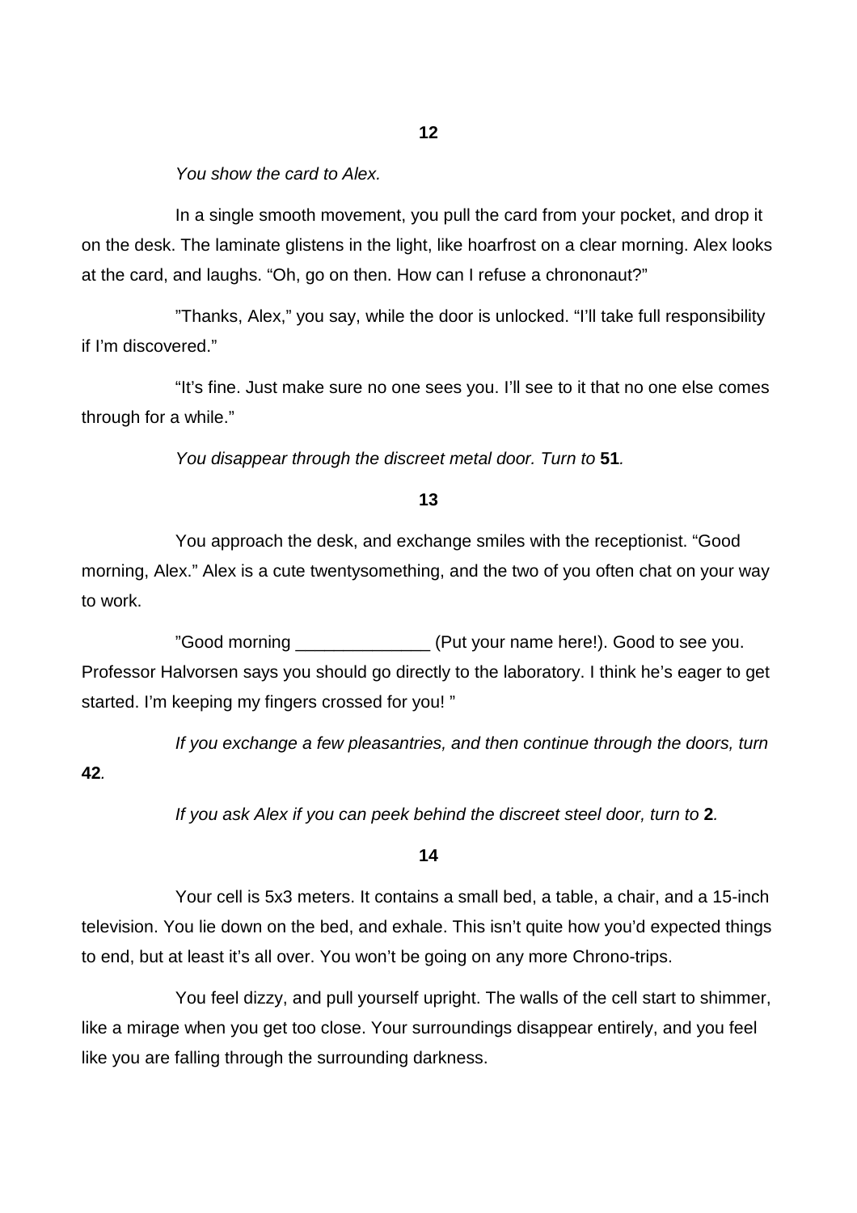**12**

*You show the card to Alex.*

In a single smooth movement, you pull the card from your pocket, and drop it on the desk. The laminate glistens in the light, like hoarfrost on a clear morning. Alex looks at the card, and laughs. “Oh, go on then. How can I refuse a chrononaut?”

”Thanks, Alex,” you say, while the door is unlocked. “I’ll take full responsibility if I’m discovered.”

“It’s fine. Just make sure no one sees you. I’ll see to it that no one else comes through for a while.”

*You disappear through the discreet metal door. Turn to* **51***.*

**13**

You approach the desk, and exchange smiles with the receptionist. “Good morning, Alex.” Alex is a cute twentysomething, and the two of you often chat on your way to work.

”Good morning ______________ (Put your name here!). Good to see you. Professor Halvorsen says you should go directly to the laboratory. I think he’s eager to get started. I’m keeping my fingers crossed for you! ”

*If you exchange a few pleasantries, and then continue through the doors, turn* **42***.*

*If you ask Alex if you can peek behind the discreet steel door, turn to* **2***.*

**14**

Your cell is 5x3 meters. It contains a small bed, a table, a chair, and a 15-inch television. You lie down on the bed, and exhale. This isn’t quite how you’d expected things to end, but at least it’s all over. You won’t be going on any more Chrono-trips.

You feel dizzy, and pull yourself upright. The walls of the cell start to shimmer, like a mirage when you get too close. Your surroundings disappear entirely, and you feel like you are falling through the surrounding darkness.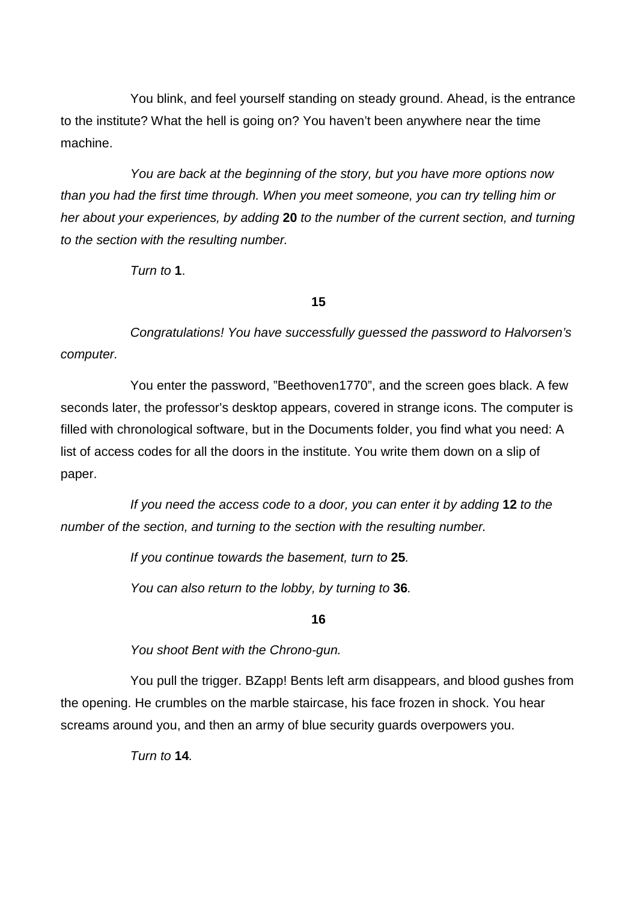You blink, and feel yourself standing on steady ground. Ahead, is the entrance to the institute? What the hell is going on? You haven't been anywhere near the time machine.

*You are back at the beginning of the story, but you have more options now than you had the first time through. When you meet someone, you can try telling him or her about your experiences, by adding* **20** *to the number of the current section, and turning to the section with the resulting number.*

*Turn to* **1**.

**15**

*Congratulations! You have successfully guessed the password to Halvorsen's computer.*

You enter the password, "Beethoven1770", and the screen goes black. A few seconds later, the professor's desktop appears, covered in strange icons. The computer is filled with chronological software, but in the Documents folder, you find what you need: A list of access codes for all the doors in the institute. You write them down on a slip of paper.

*If you need the access code to a door, you can enter it by adding* **12** *to the number of the section, and turning to the section with the resulting number.*

*If you continue towards the basement, turn to* **25**.

*You can also return to the lobby, by turning to* **36**.

**16**

*You shoot Bent with the Chrono-gun.*

You pull the trigger. BZapp! Bents left arm disappears, and blood gushes from the opening. He crumbles on the marble staircase, his face frozen in shock. You hear screams around you, and then an army of blue security guards overpowers you.

*Turn to* **14**.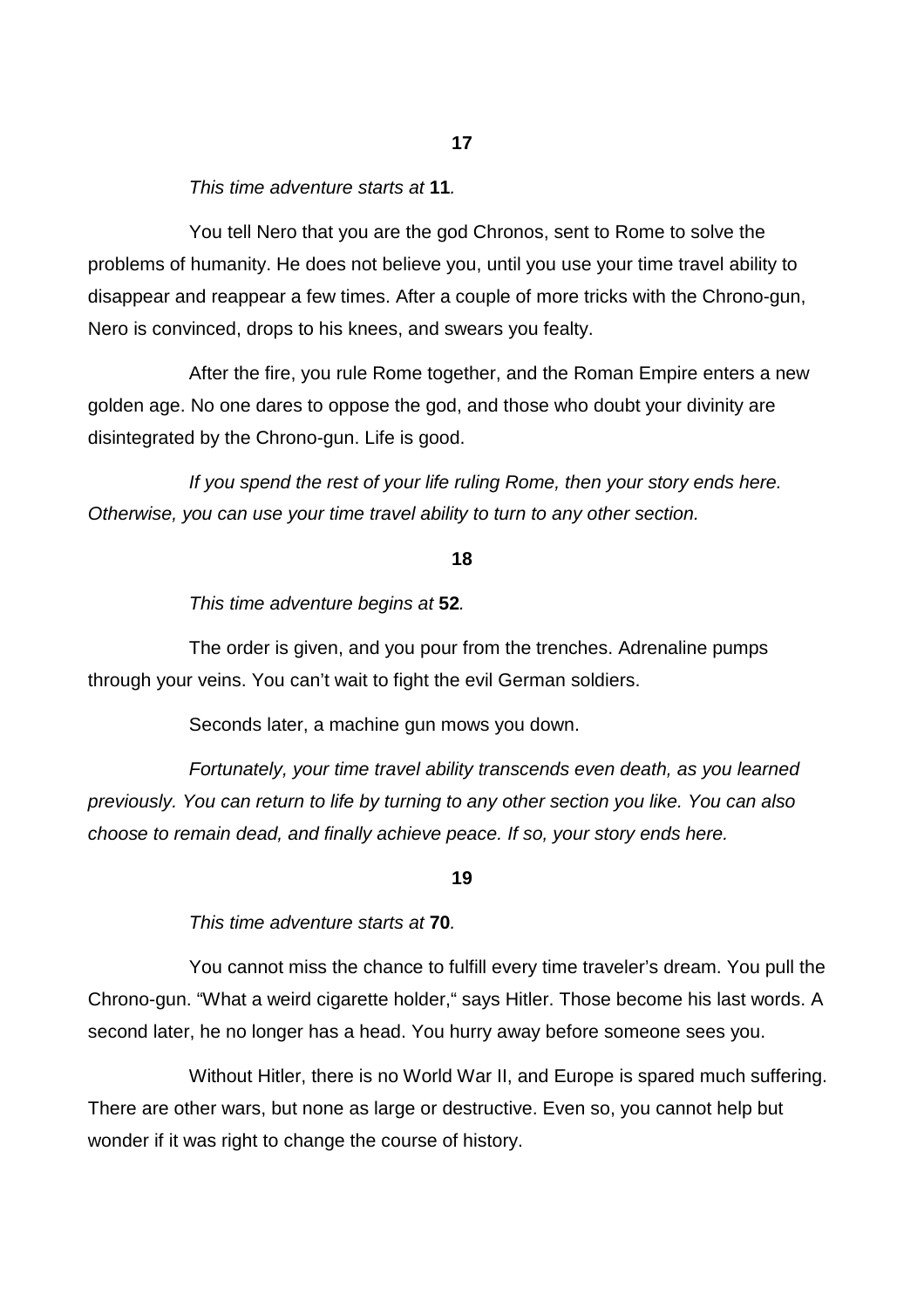## 17

*This time adventure starts at* ***11****.*

You tell Nero that you are the god Chronos, sent to Rome to solve the problems of humanity. He does not believe you, until you use your time travel ability to disappear and reappear a few times. After a couple of more tricks with the Chrono-gun, Nero is convinced, drops to his knees, and swears you fealty.

After the fire, you rule Rome together, and the Roman Empire enters a new golden age. No one dares to oppose the god, and those who doubt your divinity are disintegrated by the Chrono-gun. Life is good.

*If you spend the rest of your life ruling Rome, then your story ends here. Otherwise, you can use your time travel ability to turn to any other section.*

## 18

*This time adventure begins at* ***52****.*

The order is given, and you pour from the trenches. Adrenaline pumps through your veins. You can't wait to fight the evil German soldiers.

Seconds later, a machine gun mows you down.

*Fortunately, your time travel ability transcends even death, as you learned previously. You can return to life by turning to any other section you like. You can also choose to remain dead, and finally achieve peace. If so, your story ends here.*

## 19

*This time adventure starts at* ***70****.*

You cannot miss the chance to fulfill every time traveler's dream. You pull the Chrono-gun. "What a weird cigarette holder," says Hitler. Those become his last words. A second later, he no longer has a head. You hurry away before someone sees you.

Without Hitler, there is no World War II, and Europe is spared much suffering. There are other wars, but none as large or destructive. Even so, you cannot help but wonder if it was right to change the course of history.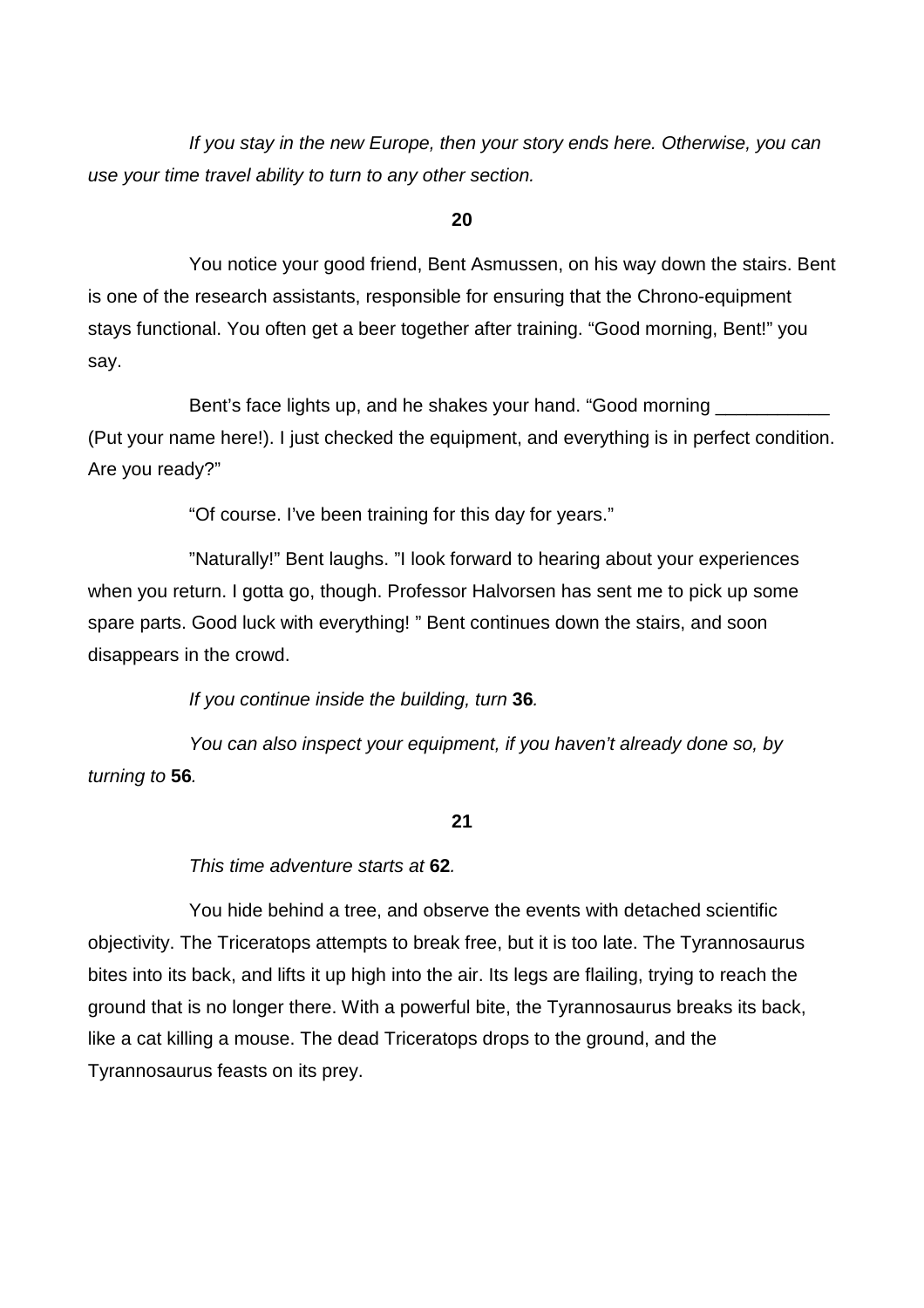*If you stay in the new Europe, then your story ends here. Otherwise, you can use your time travel ability to turn to any other section.*

**20**

You notice your good friend, Bent Asmussen, on his way down the stairs. Bent is one of the research assistants, responsible for ensuring that the Chrono-equipment stays functional. You often get a beer together after training. “Good morning, Bent!” you say.

Bent’s face lights up, and he shakes your hand. “Good morning ___________ (Put your name here!). I just checked the equipment, and everything is in perfect condition. Are you ready?”

“Of course. I’ve been training for this day for years.”

”Naturally!” Bent laughs. ”I look forward to hearing about your experiences when you return. I gotta go, though. Professor Halvorsen has sent me to pick up some spare parts. Good luck with everything! ” Bent continues down the stairs, and soon disappears in the crowd.

*If you continue inside the building, turn* **36***.*

*You can also inspect your equipment, if you haven’t already done so, by turning to* **56***.*

**21**

*This time adventure starts at* **62***.*

You hide behind a tree, and observe the events with detached scientific objectivity. The Triceratops attempts to break free, but it is too late. The Tyrannosaurus bites into its back, and lifts it up high into the air. Its legs are flailing, trying to reach the ground that is no longer there. With a powerful bite, the Tyrannosaurus breaks its back, like a cat killing a mouse. The dead Triceratops drops to the ground, and the Tyrannosaurus feasts on its prey.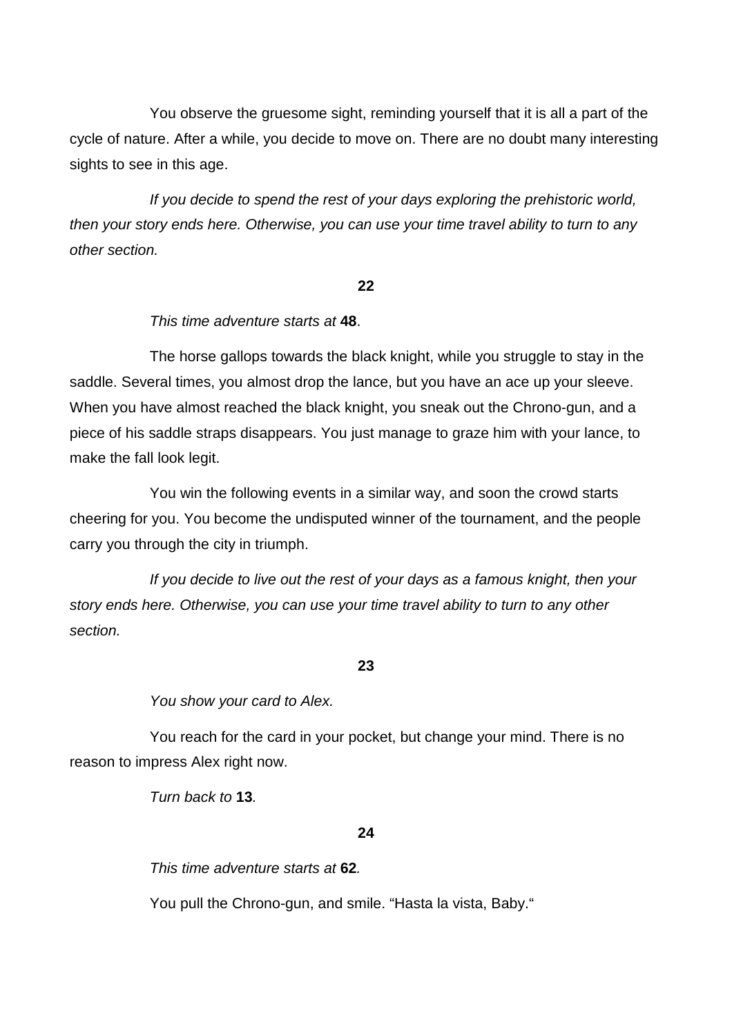You observe the gruesome sight, reminding yourself that it is all a part of the cycle of nature. After a while, you decide to move on. There are no doubt many interesting sights to see in this age.

*If you decide to spend the rest of your days exploring the prehistoric world, then your story ends here. Otherwise, you can use your time travel ability to turn to any other section.*

**22**

*This time adventure starts at* **48**.

The horse gallops towards the black knight, while you struggle to stay in the saddle. Several times, you almost drop the lance, but you have an ace up your sleeve. When you have almost reached the black knight, you sneak out the Chrono-gun, and a piece of his saddle straps disappears. You just manage to graze him with your lance, to make the fall look legit.

You win the following events in a similar way, and soon the crowd starts cheering for you. You become the undisputed winner of the tournament, and the people carry you through the city in triumph.

*If you decide to live out the rest of your days as a famous knight, then your story ends here. Otherwise, you can use your time travel ability to turn to any other section.*

**23**

*You show your card to Alex.*

You reach for the card in your pocket, but change your mind. There is no reason to impress Alex right now.

*Turn back to* **13***.*

**24**

*This time adventure starts at* **62***.*

You pull the Chrono-gun, and smile. “Hasta la vista, Baby.“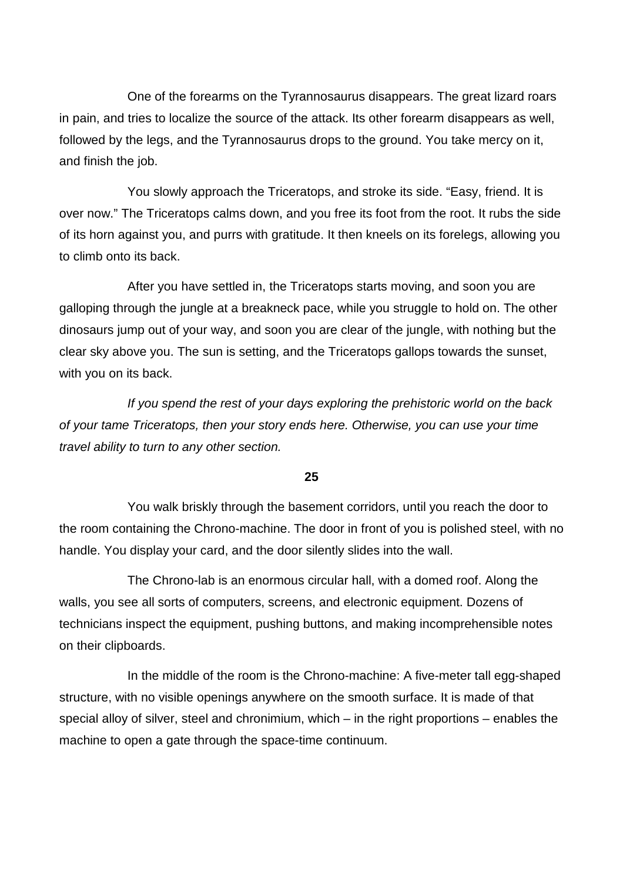One of the forearms on the Tyrannosaurus disappears. The great lizard roars in pain, and tries to localize the source of the attack. Its other forearm disappears as well, followed by the legs, and the Tyrannosaurus drops to the ground. You take mercy on it, and finish the job.

You slowly approach the Triceratops, and stroke its side. “Easy, friend. It is over now.” The Triceratops calms down, and you free its foot from the root. It rubs the side of its horn against you, and purrs with gratitude. It then kneels on its forelegs, allowing you to climb onto its back.

After you have settled in, the Triceratops starts moving, and soon you are galloping through the jungle at a breakneck pace, while you struggle to hold on. The other dinosaurs jump out of your way, and soon you are clear of the jungle, with nothing but the clear sky above you. The sun is setting, and the Triceratops gallops towards the sunset, with you on its back.

*If you spend the rest of your days exploring the prehistoric world on the back of your tame Triceratops, then your story ends here. Otherwise, you can use your time travel ability to turn to any other section.*

**25**

You walk briskly through the basement corridors, until you reach the door to the room containing the Chrono-machine. The door in front of you is polished steel, with no handle. You display your card, and the door silently slides into the wall.

The Chrono-lab is an enormous circular hall, with a domed roof. Along the walls, you see all sorts of computers, screens, and electronic equipment. Dozens of technicians inspect the equipment, pushing buttons, and making incomprehensible notes on their clipboards.

In the middle of the room is the Chrono-machine: A five-meter tall egg-shaped structure, with no visible openings anywhere on the smooth surface. It is made of that special alloy of silver, steel and chronimium, which – in the right proportions – enables the machine to open a gate through the space-time continuum.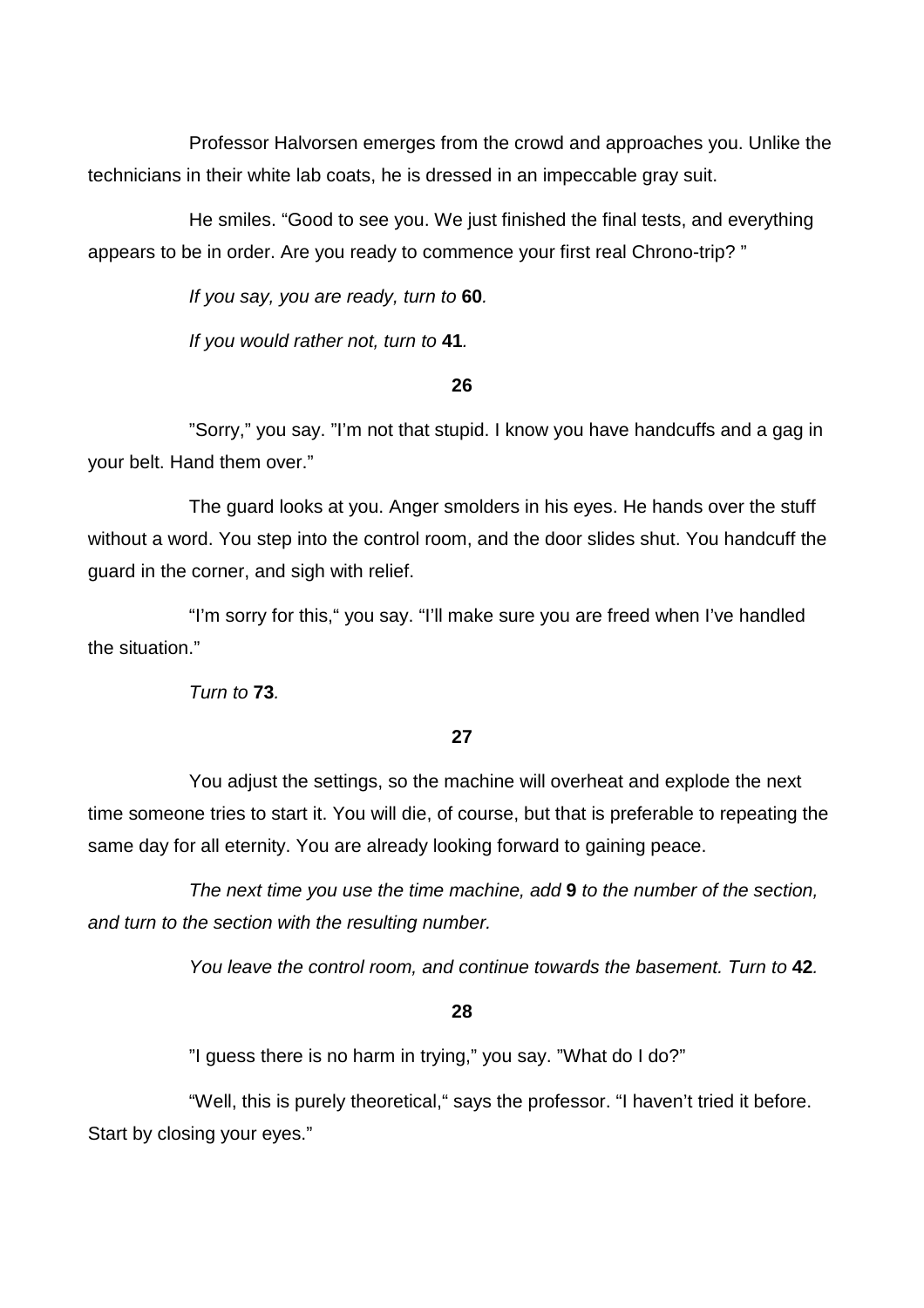Professor Halvorsen emerges from the crowd and approaches you. Unlike the technicians in their white lab coats, he is dressed in an impeccable gray suit.

He smiles. “Good to see you. We just finished the final tests, and everything appears to be in order. Are you ready to commence your first real Chrono-trip? ”

*If you say, you are ready, turn to* **60***.*

*If you would rather not, turn to* **41***.*

**26**

”Sorry,” you say. ”I’m not that stupid. I know you have handcuffs and a gag in your belt. Hand them over.”

The guard looks at you. Anger smolders in his eyes. He hands over the stuff without a word. You step into the control room, and the door slides shut. You handcuff the guard in the corner, and sigh with relief.

“I’m sorry for this,“ you say. “I’ll make sure you are freed when I’ve handled the situation.”

*Turn to* **73***.*

**27**

You adjust the settings, so the machine will overheat and explode the next time someone tries to start it. You will die, of course, but that is preferable to repeating the same day for all eternity. You are already looking forward to gaining peace.

*The next time you use the time machine, add* **9** *to the number of the section, and turn to the section with the resulting number.*

*You leave the control room, and continue towards the basement. Turn to* **42***.*

**28**

”I guess there is no harm in trying,” you say. ”What do I do?”

“Well, this is purely theoretical,“ says the professor. “I haven’t tried it before. Start by closing your eyes.”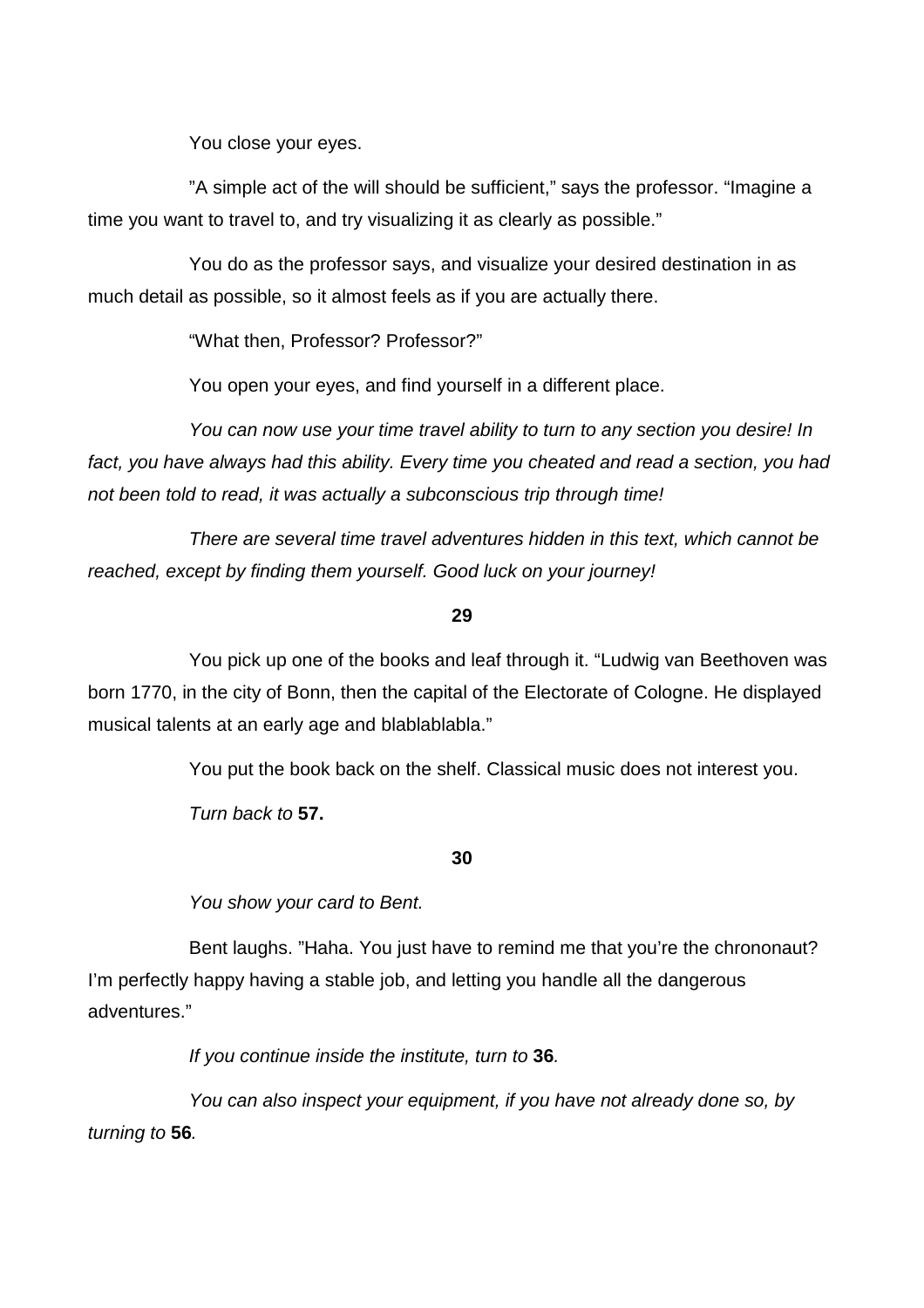You close your eyes.

”A simple act of the will should be sufficient,” says the professor. “Imagine a time you want to travel to, and try visualizing it as clearly as possible.”

You do as the professor says, and visualize your desired destination in as much detail as possible, so it almost feels as if you are actually there.

“What then, Professor? Professor?”

You open your eyes, and find yourself in a different place.

*You can now use your time travel ability to turn to any section you desire! In fact, you have always had this ability. Every time you cheated and read a section, you had not been told to read, it was actually a subconscious trip through time!*

*There are several time travel adventures hidden in this text, which cannot be reached, except by finding them yourself. Good luck on your journey!*

**29**

You pick up one of the books and leaf through it. “Ludwig van Beethoven was born 1770, in the city of Bonn, then the capital of the Electorate of Cologne. He displayed musical talents at an early age and blablablabla.”

You put the book back on the shelf. Classical music does not interest you.

*Turn back to* **57.**

**30**

*You show your card to Bent.*

Bent laughs. ”Haha. You just have to remind me that you’re the chrononaut? I’m perfectly happy having a stable job, and letting you handle all the dangerous adventures.”

*If you continue inside the institute, turn to* **36***.*

*You can also inspect your equipment, if you have not already done so, by turning to* **56***.*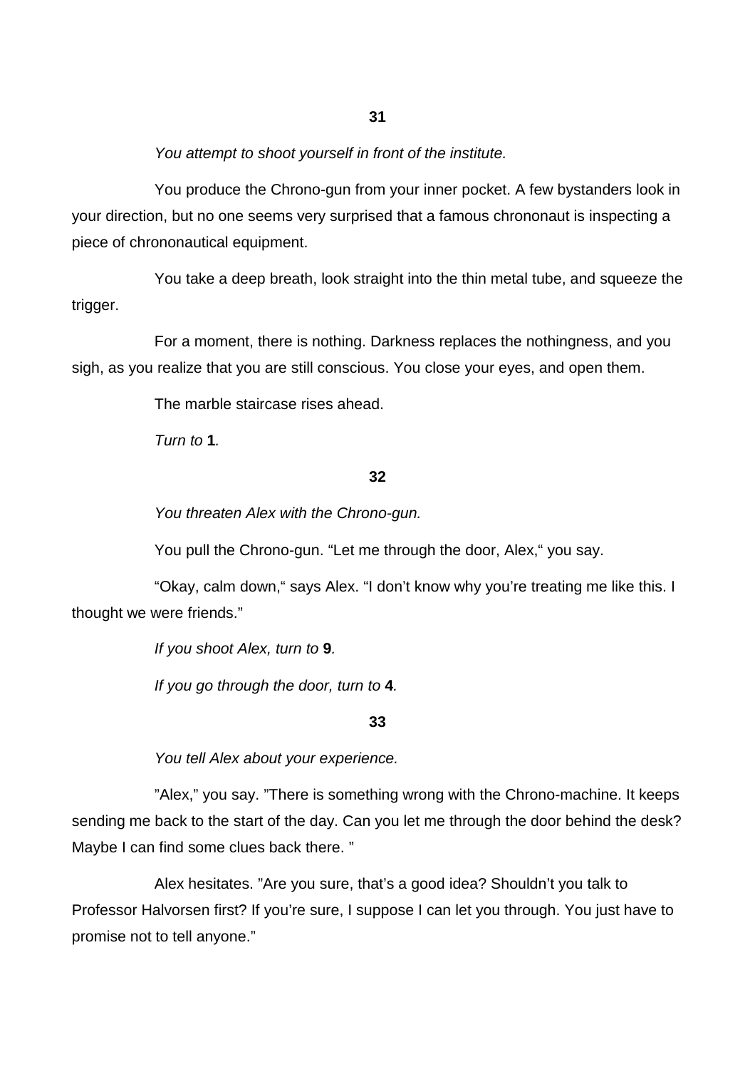**31**

*You attempt to shoot yourself in front of the institute.*

You produce the Chrono-gun from your inner pocket. A few bystanders look in your direction, but no one seems very surprised that a famous chrononaut is inspecting a piece of chrononautical equipment.

You take a deep breath, look straight into the thin metal tube, and squeeze the trigger.

For a moment, there is nothing. Darkness replaces the nothingness, and you sigh, as you realize that you are still conscious. You close your eyes, and open them.

The marble staircase rises ahead.

*Turn to* **1***.*

**32**

*You threaten Alex with the Chrono-gun.*

You pull the Chrono-gun. “Let me through the door, Alex,“ you say.

“Okay, calm down,“ says Alex. “I don’t know why you’re treating me like this. I thought we were friends.”

*If you shoot Alex, turn to* **9***.*

*If you go through the door, turn to* **4***.*

**33**

*You tell Alex about your experience.*

”Alex,” you say. ”There is something wrong with the Chrono-machine. It keeps sending me back to the start of the day. Can you let me through the door behind the desk? Maybe I can find some clues back there. ”

Alex hesitates. ”Are you sure, that’s a good idea? Shouldn’t you talk to Professor Halvorsen first? If you’re sure, I suppose I can let you through. You just have to promise not to tell anyone.”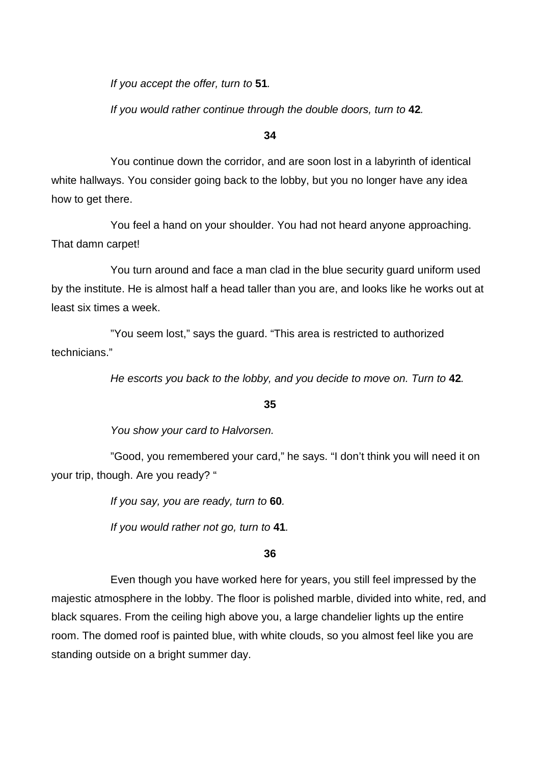*If you accept the offer, turn to* **51***.*

*If you would rather continue through the double doors, turn to* **42***.*

**34**

You continue down the corridor, and are soon lost in a labyrinth of identical white hallways. You consider going back to the lobby, but you no longer have any idea how to get there.

You feel a hand on your shoulder. You had not heard anyone approaching. That damn carpet!

You turn around and face a man clad in the blue security guard uniform used by the institute. He is almost half a head taller than you are, and looks like he works out at least six times a week.

”You seem lost," says the guard. “This area is restricted to authorized technicians.”

*He escorts you back to the lobby, and you decide to move on. Turn to* **42***.*

**35**

*You show your card to Halvorsen.*

”Good, you remembered your card," he says. “I don't think you will need it on your trip, though. Are you ready? “

*If you say, you are ready, turn to* **60***.*

*If you would rather not go, turn to* **41***.*

**36**

Even though you have worked here for years, you still feel impressed by the majestic atmosphere in the lobby. The floor is polished marble, divided into white, red, and black squares. From the ceiling high above you, a large chandelier lights up the entire room. The domed roof is painted blue, with white clouds, so you almost feel like you are standing outside on a bright summer day.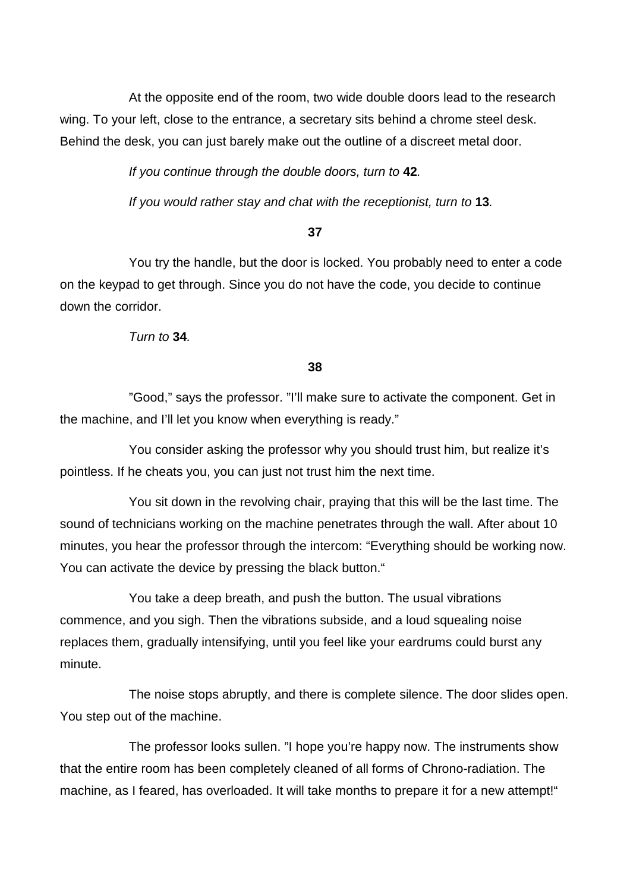At the opposite end of the room, two wide double doors lead to the research wing. To your left, close to the entrance, a secretary sits behind a chrome steel desk. Behind the desk, you can just barely make out the outline of a discreet metal door.

*If you continue through the double doors, turn to* **42**.

*If you would rather stay and chat with the receptionist, turn to* **13**.

**37**

You try the handle, but the door is locked. You probably need to enter a code on the keypad to get through. Since you do not have the code, you decide to continue down the corridor.

*Turn to* **34**.

**38**

"Good," says the professor. "I'll make sure to activate the component. Get in the machine, and I'll let you know when everything is ready."

You consider asking the professor why you should trust him, but realize it's pointless. If he cheats you, you can just not trust him the next time.

You sit down in the revolving chair, praying that this will be the last time. The sound of technicians working on the machine penetrates through the wall. After about 10 minutes, you hear the professor through the intercom: "Everything should be working now. You can activate the device by pressing the black button."

You take a deep breath, and push the button. The usual vibrations commence, and you sigh. Then the vibrations subside, and a loud squealing noise replaces them, gradually intensifying, until you feel like your eardrums could burst any minute.

The noise stops abruptly, and there is complete silence. The door slides open. You step out of the machine.

The professor looks sullen. "I hope you're happy now. The instruments show that the entire room has been completely cleaned of all forms of Chrono-radiation. The machine, as I feared, has overloaded. It will take months to prepare it for a new attempt!"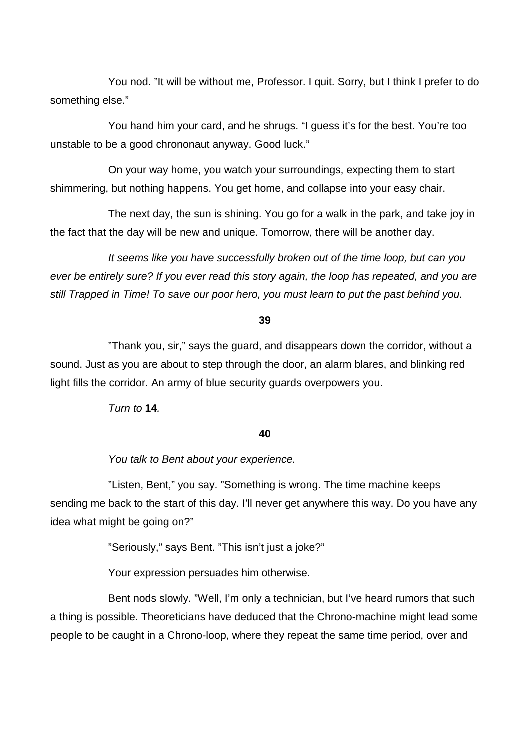You nod. ”It will be without me, Professor. I quit. Sorry, but I think I prefer to do something else.”

You hand him your card, and he shrugs. “I guess it’s for the best. You’re too unstable to be a good chrononaut anyway. Good luck.”

On your way home, you watch your surroundings, expecting them to start shimmering, but nothing happens. You get home, and collapse into your easy chair.

The next day, the sun is shining. You go for a walk in the park, and take joy in the fact that the day will be new and unique. Tomorrow, there will be another day.

*It seems like you have successfully broken out of the time loop, but can you ever be entirely sure? If you ever read this story again, the loop has repeated, and you are still Trapped in Time! To save our poor hero, you must learn to put the past behind you.*

**39**

”Thank you, sir,” says the guard, and disappears down the corridor, without a sound. Just as you are about to step through the door, an alarm blares, and blinking red light fills the corridor. An army of blue security guards overpowers you.

*Turn to* **14***.*

**40**

*You talk to Bent about your experience.*

”Listen, Bent,” you say. ”Something is wrong. The time machine keeps sending me back to the start of this day. I’ll never get anywhere this way. Do you have any idea what might be going on?”

”Seriously,” says Bent. ”This isn’t just a joke?”

Your expression persuades him otherwise.

Bent nods slowly. ”Well, I’m only a technician, but I’ve heard rumors that such a thing is possible. Theoreticians have deduced that the Chrono-machine might lead some people to be caught in a Chrono-loop, where they repeat the same time period, over and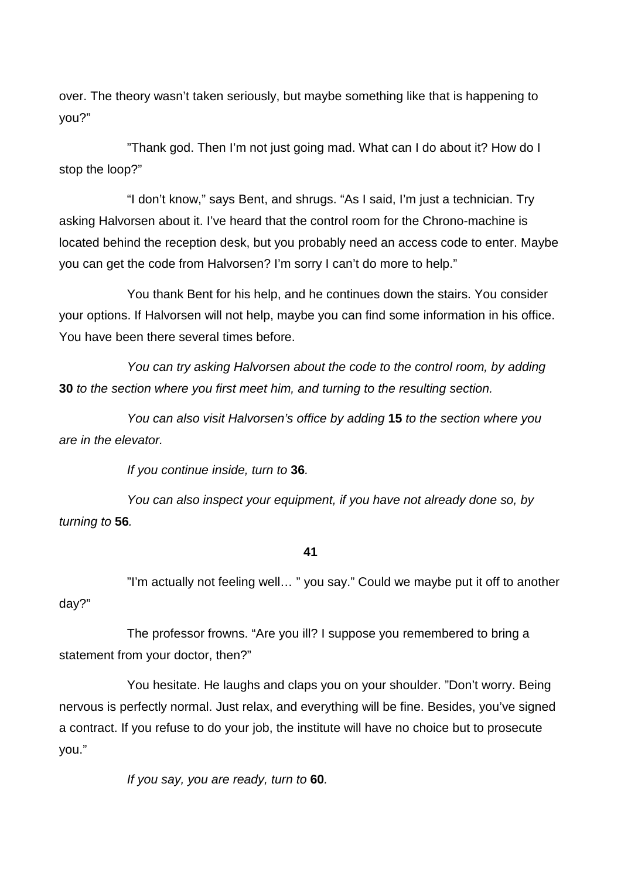over. The theory wasn't taken seriously, but maybe something like that is happening to you?"

"Thank god. Then I'm not just going mad. What can I do about it? How do I stop the loop?"

"I don't know," says Bent, and shrugs. "As I said, I'm just a technician. Try asking Halvorsen about it. I've heard that the control room for the Chrono-machine is located behind the reception desk, but you probably need an access code to enter. Maybe you can get the code from Halvorsen? I'm sorry I can't do more to help."

You thank Bent for his help, and he continues down the stairs. You consider your options. If Halvorsen will not help, maybe you can find some information in his office. You have been there several times before.

*You can try asking Halvorsen about the code to the control room, by adding* **30** *to the section where you first meet him, and turning to the resulting section.*

*You can also visit Halvorsen's office by adding* **15** *to the section where you are in the elevator.*

*If you continue inside, turn to* **36***.*

*You can also inspect your equipment, if you have not already done so, by turning to* **56***.*

**41**

"I'm actually not feeling well… " you say." Could we maybe put it off to another day?"

The professor frowns. "Are you ill? I suppose you remembered to bring a statement from your doctor, then?"

You hesitate. He laughs and claps you on your shoulder. "Don't worry. Being nervous is perfectly normal. Just relax, and everything will be fine. Besides, you've signed a contract. If you refuse to do your job, the institute will have no choice but to prosecute you."

*If you say, you are ready, turn to* **60***.*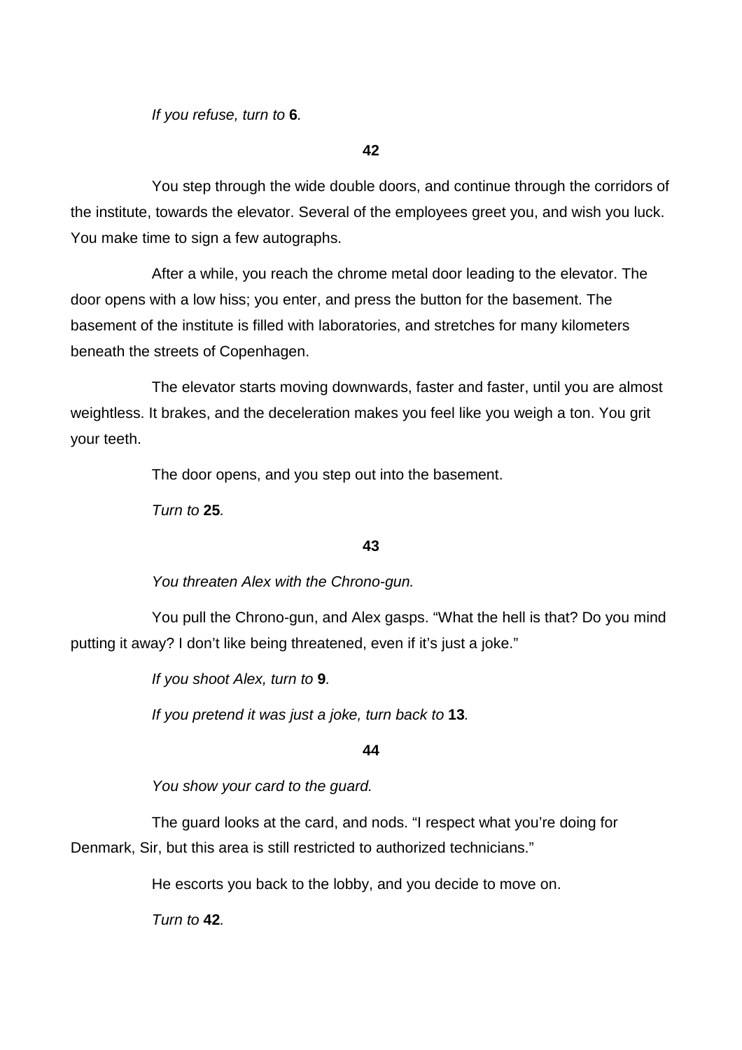*If you refuse, turn to* **6***.*

**42**

You step through the wide double doors, and continue through the corridors of the institute, towards the elevator. Several of the employees greet you, and wish you luck. You make time to sign a few autographs.

After a while, you reach the chrome metal door leading to the elevator. The door opens with a low hiss; you enter, and press the button for the basement. The basement of the institute is filled with laboratories, and stretches for many kilometers beneath the streets of Copenhagen.

The elevator starts moving downwards, faster and faster, until you are almost weightless. It brakes, and the deceleration makes you feel like you weigh a ton. You grit your teeth.

The door opens, and you step out into the basement.

*Turn to* **25***.*

**43**

*You threaten Alex with the Chrono-gun.*

You pull the Chrono-gun, and Alex gasps. "What the hell is that? Do you mind putting it away? I don't like being threatened, even if it's just a joke."

*If you shoot Alex, turn to* **9***.*

*If you pretend it was just a joke, turn back to* **13***.*

**44**

*You show your card to the guard.*

The guard looks at the card, and nods. "I respect what you're doing for Denmark, Sir, but this area is still restricted to authorized technicians."

He escorts you back to the lobby, and you decide to move on.

*Turn to* **42***.*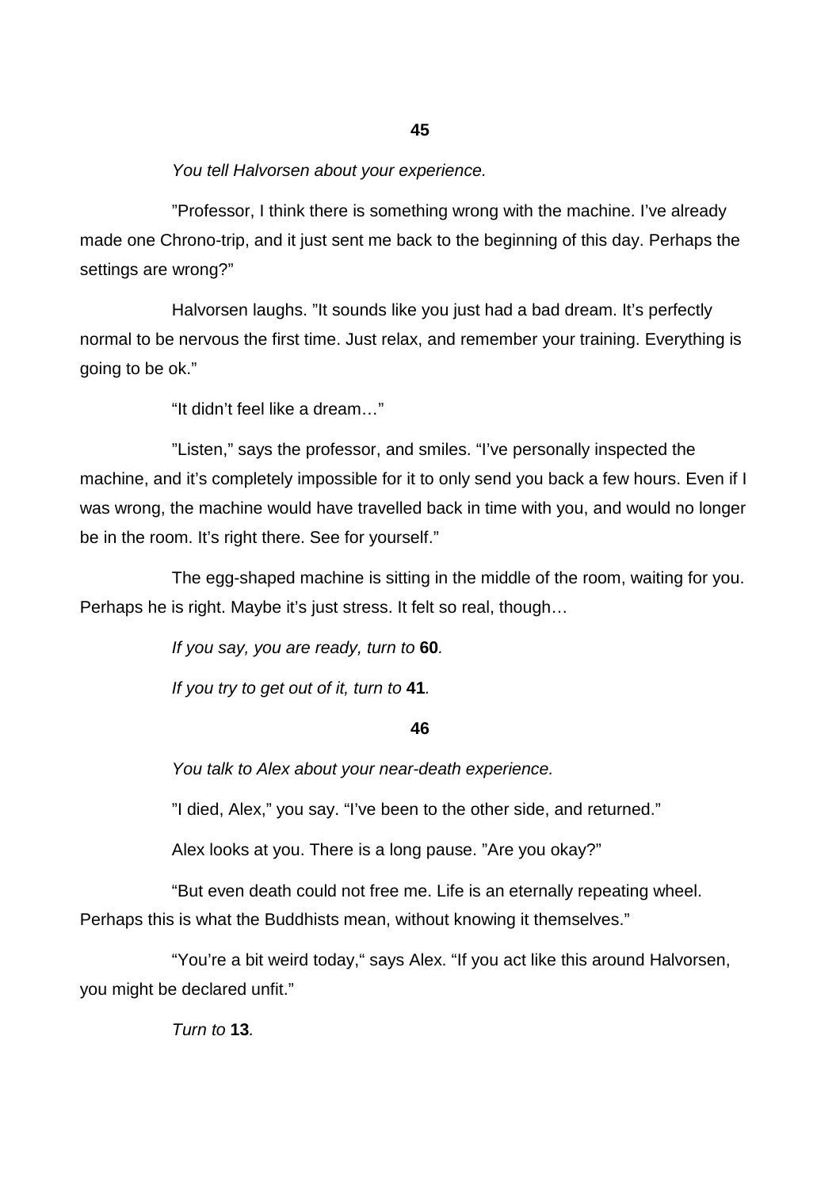**45**

*You tell Halvorsen about your experience.*

”Professor, I think there is something wrong with the machine. I’ve already made one Chrono-trip, and it just sent me back to the beginning of this day. Perhaps the settings are wrong?”

Halvorsen laughs. ”It sounds like you just had a bad dream. It’s perfectly normal to be nervous the first time. Just relax, and remember your training. Everything is going to be ok.”

“It didn’t feel like a dream…”

”Listen,” says the professor, and smiles. “I’ve personally inspected the machine, and it’s completely impossible for it to only send you back a few hours. Even if I was wrong, the machine would have travelled back in time with you, and would no longer be in the room. It’s right there. See for yourself.”

The egg-shaped machine is sitting in the middle of the room, waiting for you. Perhaps he is right. Maybe it’s just stress. It felt so real, though…

*If you say, you are ready, turn to* **60***.*

*If you try to get out of it, turn to* **41***.*

**46**

*You talk to Alex about your near-death experience.*

”I died, Alex,” you say. “I’ve been to the other side, and returned.”

Alex looks at you. There is a long pause. ”Are you okay?”

“But even death could not free me. Life is an eternally repeating wheel. Perhaps this is what the Buddhists mean, without knowing it themselves.”

“You’re a bit weird today,“ says Alex. “If you act like this around Halvorsen, you might be declared unfit.”

*Turn to* **13***.*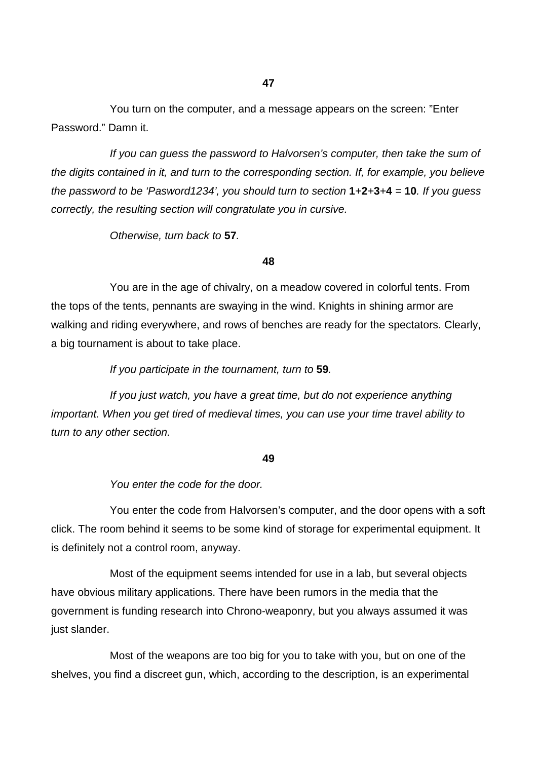**47**

You turn on the computer, and a message appears on the screen: ”Enter Password.” Damn it.

*If you can guess the password to Halvorsen’s computer, then take the sum of the digits contained in it, and turn to the corresponding section. If, for example, you believe the password to be ‘Pasword1234’, you should turn to section* **1**+**2**+**3**+**4** = **10***. If you guess correctly, the resulting section will congratulate you in cursive.*

*Otherwise, turn back to* **57***.*

**48**

You are in the age of chivalry, on a meadow covered in colorful tents. From the tops of the tents, pennants are swaying in the wind. Knights in shining armor are walking and riding everywhere, and rows of benches are ready for the spectators. Clearly, a big tournament is about to take place.

*If you participate in the tournament, turn to* **59***.*

*If you just watch, you have a great time, but do not experience anything important. When you get tired of medieval times, you can use your time travel ability to turn to any other section.*

**49**

*You enter the code for the door.*

You enter the code from Halvorsen’s computer, and the door opens with a soft click. The room behind it seems to be some kind of storage for experimental equipment. It is definitely not a control room, anyway.

Most of the equipment seems intended for use in a lab, but several objects have obvious military applications. There have been rumors in the media that the government is funding research into Chrono-weaponry, but you always assumed it was just slander.

Most of the weapons are too big for you to take with you, but on one of the shelves, you find a discreet gun, which, according to the description, is an experimental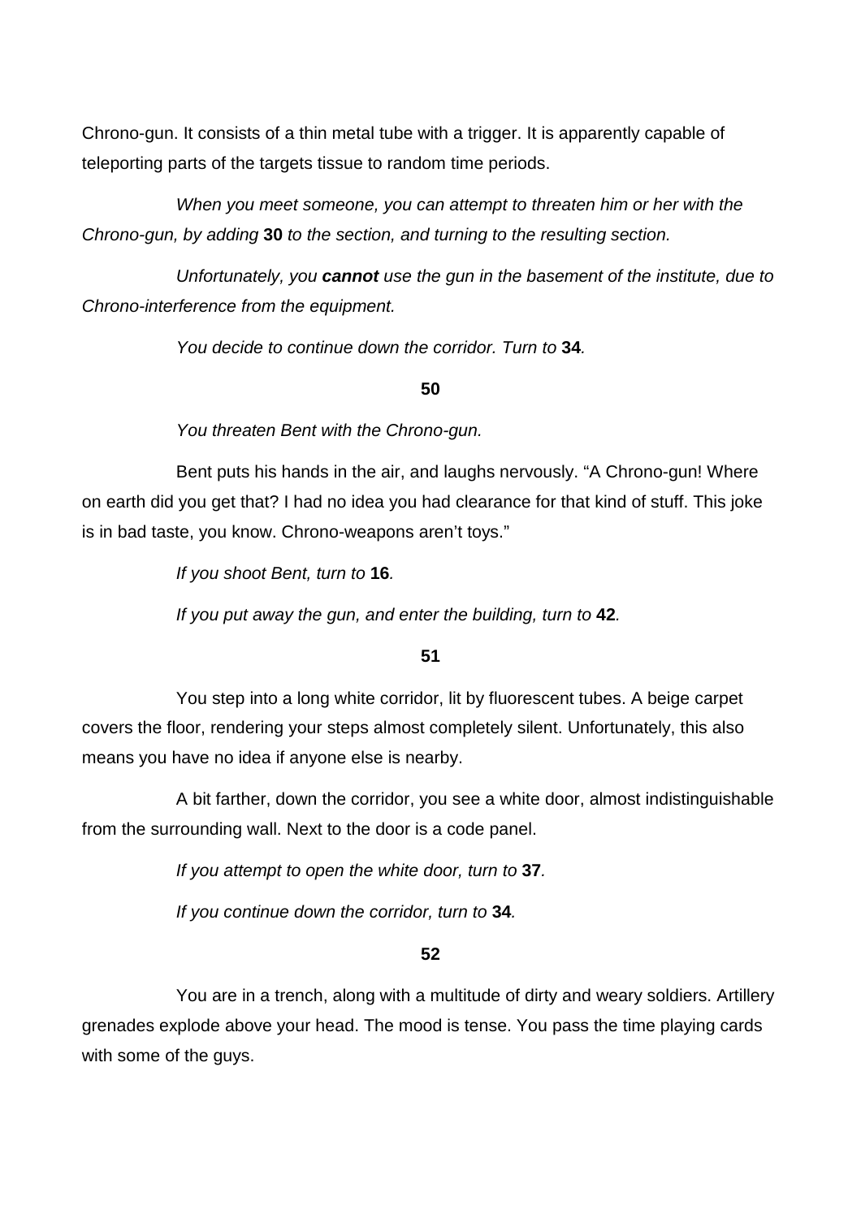Chrono-gun. It consists of a thin metal tube with a trigger. It is apparently capable of teleporting parts of the targets tissue to random time periods.

*When you meet someone, you can attempt to threaten him or her with the Chrono-gun, by adding* **30** *to the section, and turning to the resulting section.*

*Unfortunately, you* ***cannot*** *use the gun in the basement of the institute, due to Chrono-interference from the equipment.*

*You decide to continue down the corridor. Turn to* **34***.*

**50**

*You threaten Bent with the Chrono-gun.*

Bent puts his hands in the air, and laughs nervously. “A Chrono-gun! Where on earth did you get that? I had no idea you had clearance for that kind of stuff. This joke is in bad taste, you know. Chrono-weapons aren’t toys.”

*If you shoot Bent, turn to* **16***.*

*If you put away the gun, and enter the building, turn to* **42***.*

**51**

You step into a long white corridor, lit by fluorescent tubes. A beige carpet covers the floor, rendering your steps almost completely silent. Unfortunately, this also means you have no idea if anyone else is nearby.

A bit farther, down the corridor, you see a white door, almost indistinguishable from the surrounding wall. Next to the door is a code panel.

*If you attempt to open the white door, turn to* **37***.*

*If you continue down the corridor, turn to* **34***.*

**52**

You are in a trench, along with a multitude of dirty and weary soldiers. Artillery grenades explode above your head. The mood is tense. You pass the time playing cards with some of the guys.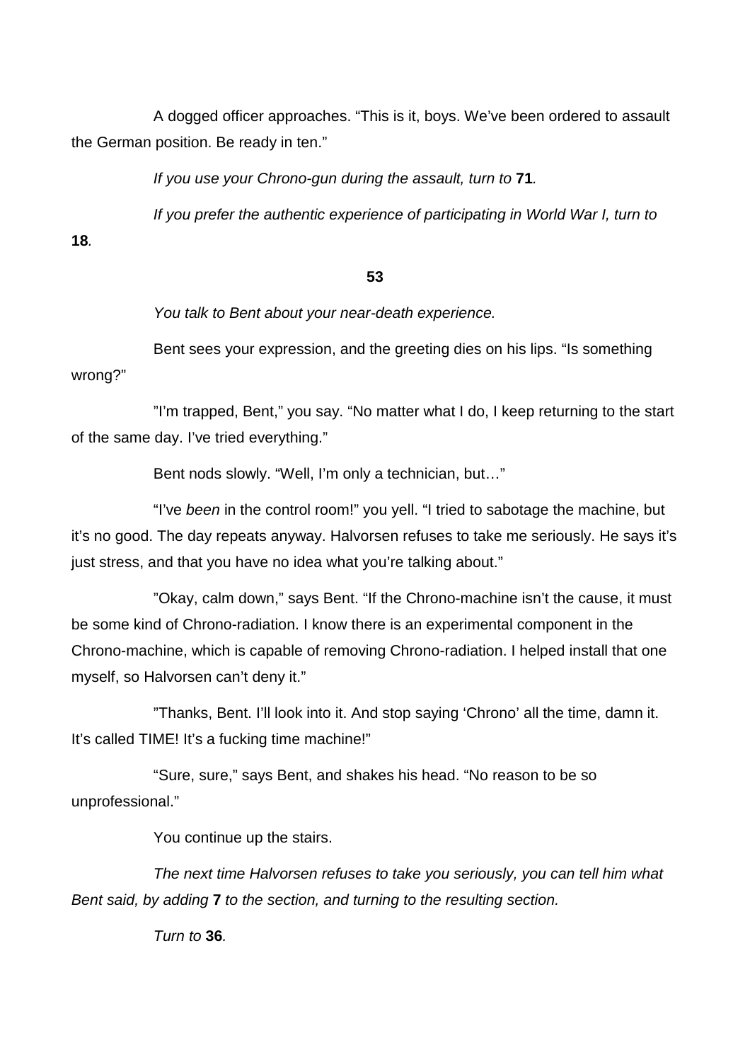A dogged officer approaches. “This is it, boys. We’ve been ordered to assault the German position. Be ready in ten.”

*If you use your Chrono-gun during the assault, turn to* **71***.*

*If you prefer the authentic experience of participating in World War I, turn to* **18***.*

**53**

*You talk to Bent about your near-death experience.*

Bent sees your expression, and the greeting dies on his lips. “Is something wrong?”

”I’m trapped, Bent,” you say. “No matter what I do, I keep returning to the start of the same day. I’ve tried everything.”

Bent nods slowly. “Well, I’m only a technician, but…”

“I’ve *been* in the control room!” you yell. “I tried to sabotage the machine, but it’s no good. The day repeats anyway. Halvorsen refuses to take me seriously. He says it’s just stress, and that you have no idea what you’re talking about.”

”Okay, calm down,” says Bent. “If the Chrono-machine isn’t the cause, it must be some kind of Chrono-radiation. I know there is an experimental component in the Chrono-machine, which is capable of removing Chrono-radiation. I helped install that one myself, so Halvorsen can’t deny it.”

”Thanks, Bent. I’ll look into it. And stop saying ‘Chrono’ all the time, damn it. It’s called TIME! It’s a fucking time machine!”

“Sure, sure,” says Bent, and shakes his head. “No reason to be so unprofessional.”

You continue up the stairs.

*The next time Halvorsen refuses to take you seriously, you can tell him what Bent said, by adding* **7** *to the section, and turning to the resulting section.*

*Turn to* **36***.*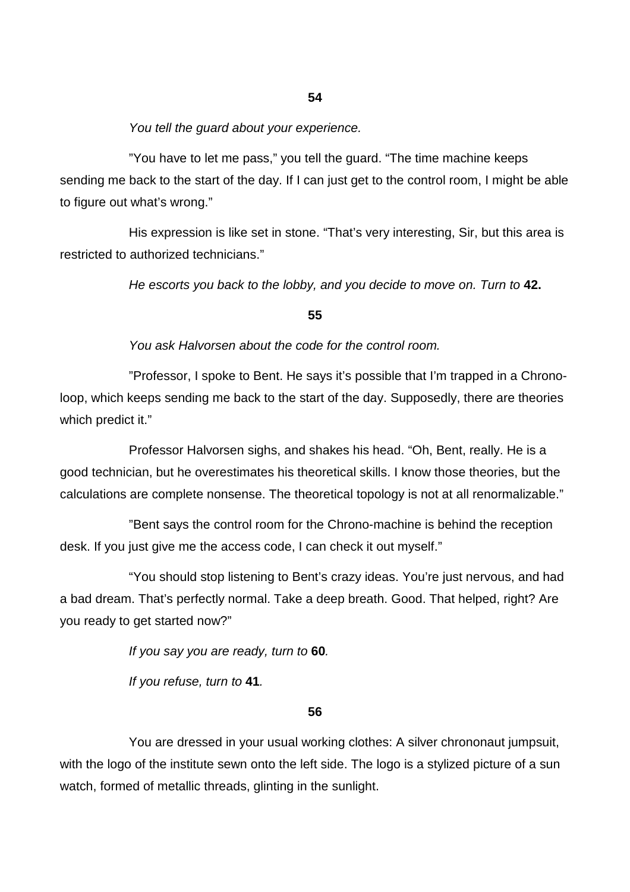**54**

*You tell the guard about your experience.*

”You have to let me pass,” you tell the guard. “The time machine keeps sending me back to the start of the day. If I can just get to the control room, I might be able to figure out what’s wrong.”

His expression is like set in stone. “That’s very interesting, Sir, but this area is restricted to authorized technicians.”

*He escorts you back to the lobby, and you decide to move on. Turn to* **42.**

**55**

*You ask Halvorsen about the code for the control room.*

”Professor, I spoke to Bent. He says it’s possible that I’m trapped in a Chrono-loop, which keeps sending me back to the start of the day. Supposedly, there are theories which predict it.”

Professor Halvorsen sighs, and shakes his head. “Oh, Bent, really. He is a good technician, but he overestimates his theoretical skills. I know those theories, but the calculations are complete nonsense. The theoretical topology is not at all renormalizable.”

”Bent says the control room for the Chrono-machine is behind the reception desk. If you just give me the access code, I can check it out myself.”

“You should stop listening to Bent’s crazy ideas. You’re just nervous, and had a bad dream. That’s perfectly normal. Take a deep breath. Good. That helped, right? Are you ready to get started now?”

*If you say you are ready, turn to* **60***.*

*If you refuse, turn to* **41***.*

**56**

You are dressed in your usual working clothes: A silver chrononaut jumpsuit, with the logo of the institute sewn onto the left side. The logo is a stylized picture of a sun watch, formed of metallic threads, glinting in the sunlight.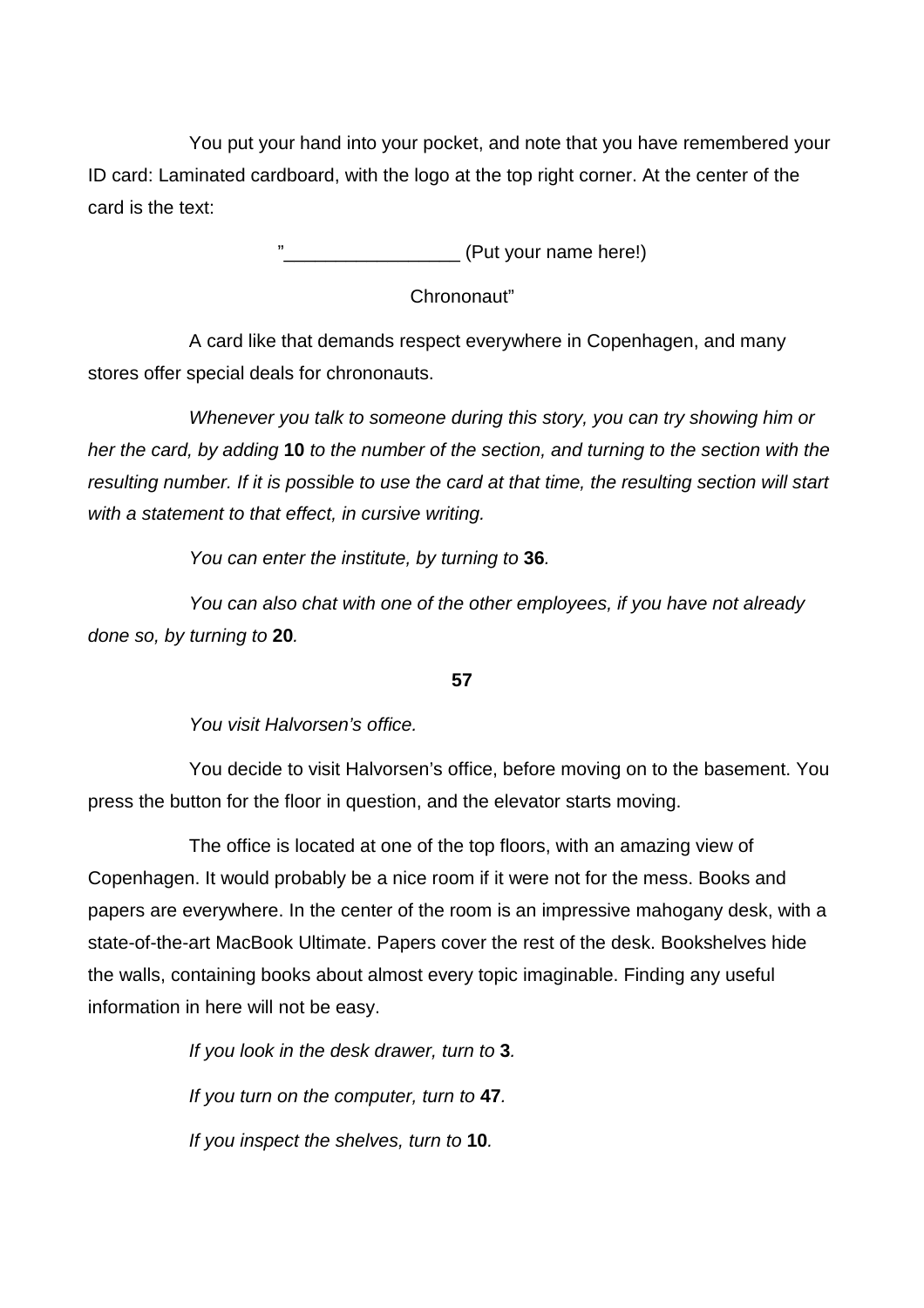You put your hand into your pocket, and note that you have remembered your ID card: Laminated cardboard, with the logo at the top right corner. At the center of the card is the text:

”_________________ (Put your name here!)

Chrononaut”

A card like that demands respect everywhere in Copenhagen, and many stores offer special deals for chrononauts.

*Whenever you talk to someone during this story, you can try showing him or her the card, by adding* **10** *to the number of the section, and turning to the section with the resulting number. If it is possible to use the card at that time, the resulting section will start with a statement to that effect, in cursive writing.*

*You can enter the institute, by turning to* **36***.*

*You can also chat with one of the other employees, if you have not already done so, by turning to* **20***.*

**57**

*You visit Halvorsen’s office.*

You decide to visit Halvorsen’s office, before moving on to the basement. You press the button for the floor in question, and the elevator starts moving.

The office is located at one of the top floors, with an amazing view of Copenhagen. It would probably be a nice room if it were not for the mess. Books and papers are everywhere. In the center of the room is an impressive mahogany desk, with a state-of-the-art MacBook Ultimate. Papers cover the rest of the desk. Bookshelves hide the walls, containing books about almost every topic imaginable. Finding any useful information in here will not be easy.

*If you look in the desk drawer, turn to* **3***.*

*If you turn on the computer, turn to* **47***.*

*If you inspect the shelves, turn to* **10***.*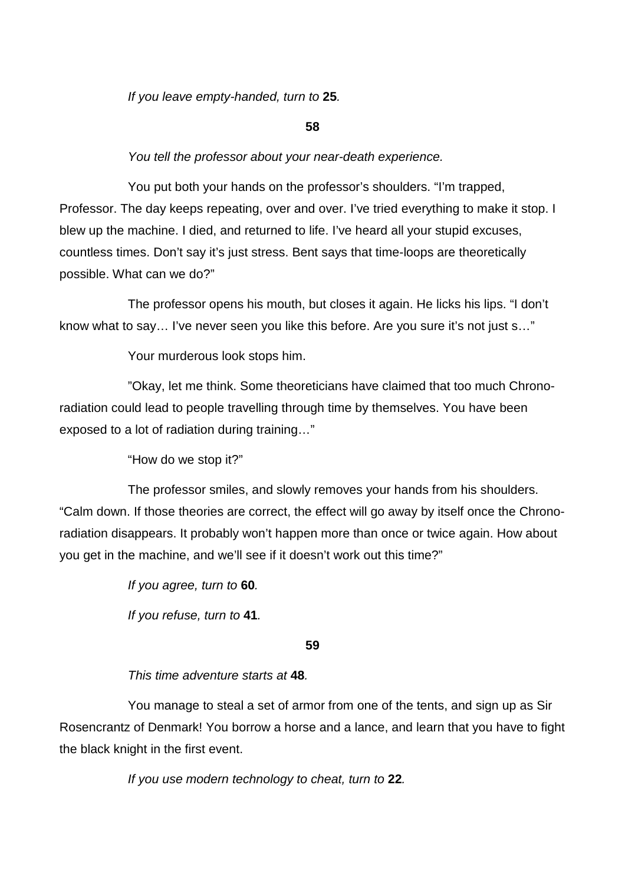*If you leave empty-handed, turn to* **25***.*

**58**

*You tell the professor about your near-death experience.*

You put both your hands on the professor's shoulders. "I'm trapped, Professor. The day keeps repeating, over and over. I've tried everything to make it stop. I blew up the machine. I died, and returned to life. I've heard all your stupid excuses, countless times. Don't say it's just stress. Bent says that time-loops are theoretically possible. What can we do?"

The professor opens his mouth, but closes it again. He licks his lips. "I don't know what to say… I've never seen you like this before. Are you sure it's not just s…"

Your murderous look stops him.

"Okay, let me think. Some theoreticians have claimed that too much Chrono-radiation could lead to people travelling through time by themselves. You have been exposed to a lot of radiation during training…"

"How do we stop it?"

The professor smiles, and slowly removes your hands from his shoulders. "Calm down. If those theories are correct, the effect will go away by itself once the Chrono-radiation disappears. It probably won't happen more than once or twice again. How about you get in the machine, and we'll see if it doesn't work out this time?"

*If you agree, turn to* **60***.*

*If you refuse, turn to* **41***.*

**59**

*This time adventure starts at* **48***.*

You manage to steal a set of armor from one of the tents, and sign up as Sir Rosencrantz of Denmark! You borrow a horse and a lance, and learn that you have to fight the black knight in the first event.

*If you use modern technology to cheat, turn to* **22***.*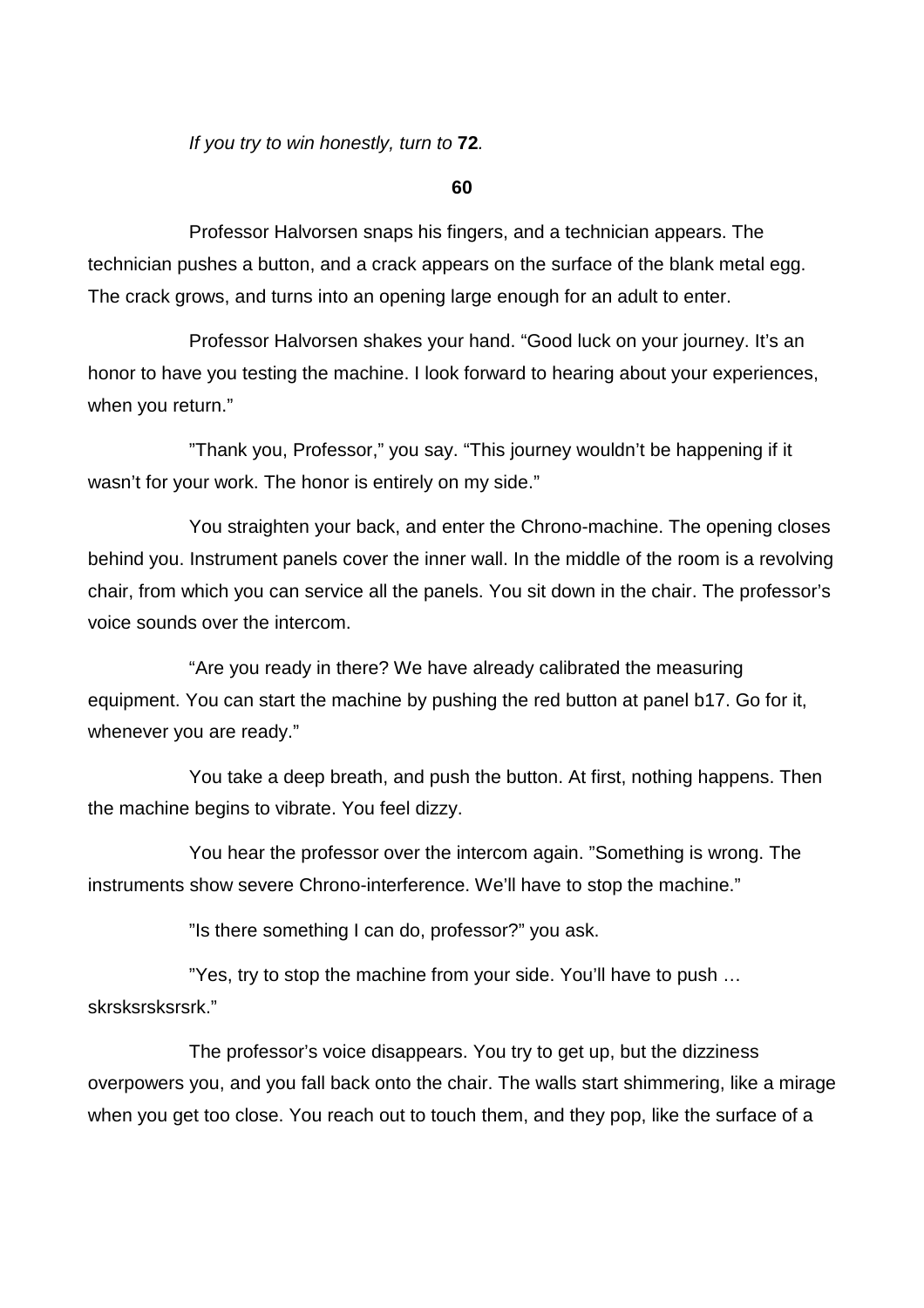*If you try to win honestly, turn to* **72**.

**60**

Professor Halvorsen snaps his fingers, and a technician appears. The technician pushes a button, and a crack appears on the surface of the blank metal egg. The crack grows, and turns into an opening large enough for an adult to enter.

Professor Halvorsen shakes your hand. “Good luck on your journey. It’s an honor to have you testing the machine. I look forward to hearing about your experiences, when you return.”

”Thank you, Professor,” you say. “This journey wouldn’t be happening if it wasn’t for your work. The honor is entirely on my side.”

You straighten your back, and enter the Chrono-machine. The opening closes behind you. Instrument panels cover the inner wall. In the middle of the room is a revolving chair, from which you can service all the panels. You sit down in the chair. The professor’s voice sounds over the intercom.

“Are you ready in there? We have already calibrated the measuring equipment. You can start the machine by pushing the red button at panel b17. Go for it, whenever you are ready.”

You take a deep breath, and push the button. At first, nothing happens. Then the machine begins to vibrate. You feel dizzy.

You hear the professor over the intercom again. ”Something is wrong. The instruments show severe Chrono-interference. We’ll have to stop the machine.”

”Is there something I can do, professor?” you ask.

”Yes, try to stop the machine from your side. You’ll have to push … skrsksrsksrsrk.”

The professor’s voice disappears. You try to get up, but the dizziness overpowers you, and you fall back onto the chair. The walls start shimmering, like a mirage when you get too close. You reach out to touch them, and they pop, like the surface of a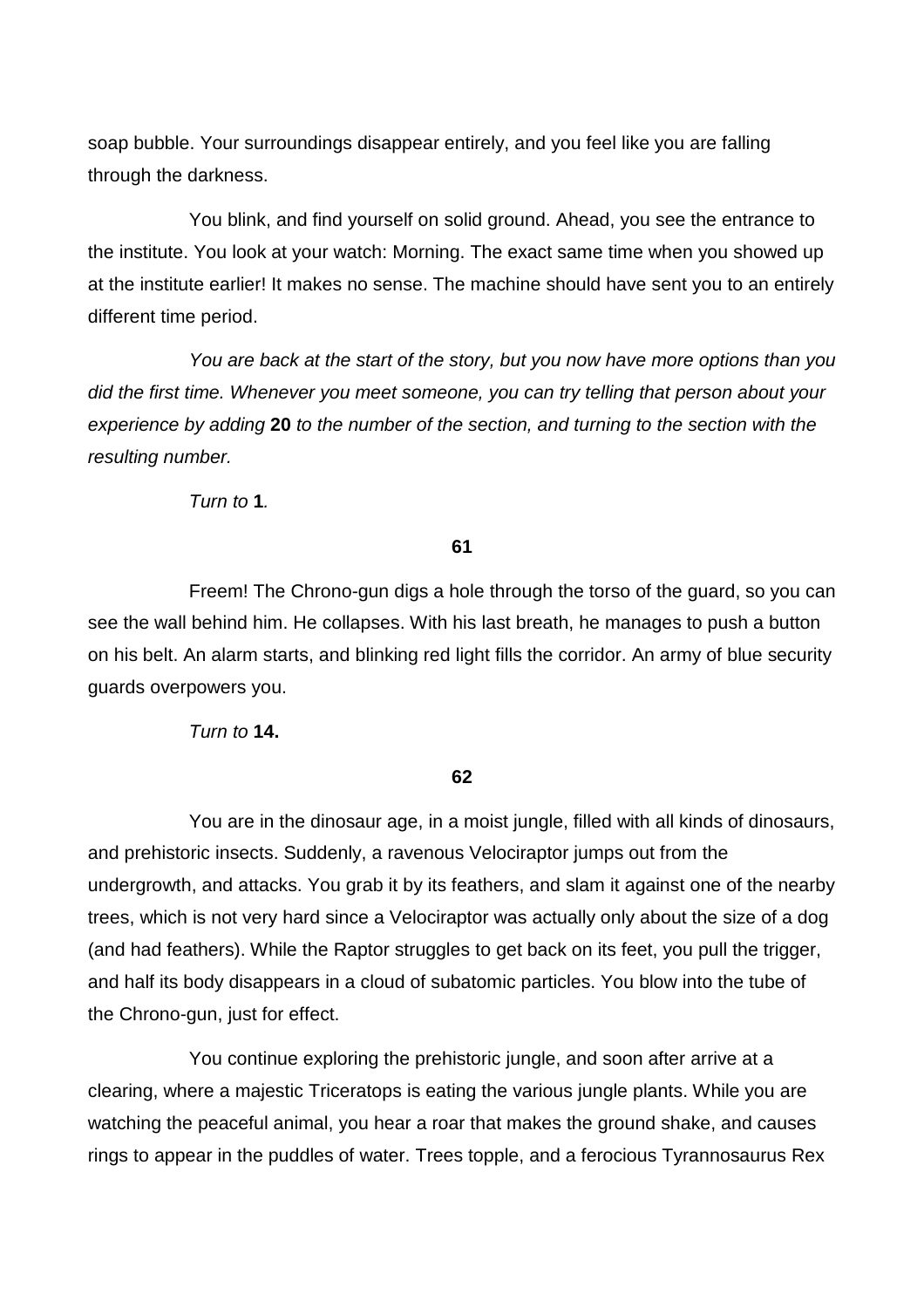soap bubble. Your surroundings disappear entirely, and you feel like you are falling through the darkness.

You blink, and find yourself on solid ground. Ahead, you see the entrance to the institute. You look at your watch: Morning. The exact same time when you showed up at the institute earlier! It makes no sense. The machine should have sent you to an entirely different time period.

*You are back at the start of the story, but you now have more options than you did the first time. Whenever you meet someone, you can try telling that person about your experience by adding* **20** *to the number of the section, and turning to the section with the resulting number.*

*Turn to* **1***.*

**61**

Freem! The Chrono-gun digs a hole through the torso of the guard, so you can see the wall behind him. He collapses. With his last breath, he manages to push a button on his belt. An alarm starts, and blinking red light fills the corridor. An army of blue security guards overpowers you.

*Turn to* **14.**

**62**

You are in the dinosaur age, in a moist jungle, filled with all kinds of dinosaurs, and prehistoric insects. Suddenly, a ravenous Velociraptor jumps out from the undergrowth, and attacks. You grab it by its feathers, and slam it against one of the nearby trees, which is not very hard since a Velociraptor was actually only about the size of a dog (and had feathers). While the Raptor struggles to get back on its feet, you pull the trigger, and half its body disappears in a cloud of subatomic particles. You blow into the tube of the Chrono-gun, just for effect.

You continue exploring the prehistoric jungle, and soon after arrive at a clearing, where a majestic Triceratops is eating the various jungle plants. While you are watching the peaceful animal, you hear a roar that makes the ground shake, and causes rings to appear in the puddles of water. Trees topple, and a ferocious Tyrannosaurus Rex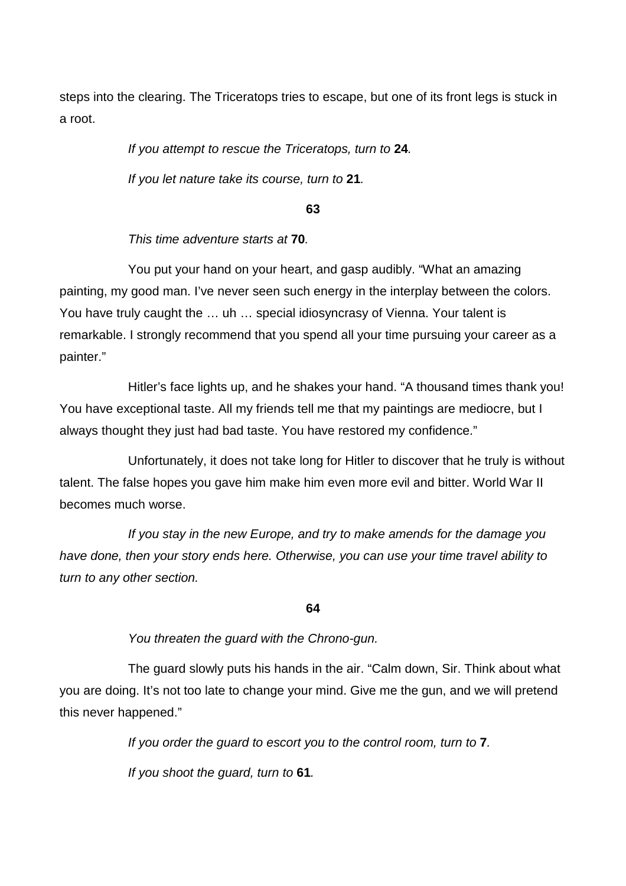steps into the clearing. The Triceratops tries to escape, but one of its front legs is stuck in a root.

*If you attempt to rescue the Triceratops, turn to* **24***.*

*If you let nature take its course, turn to* **21***.*

**63**

*This time adventure starts at* **70***.*

You put your hand on your heart, and gasp audibly. "What an amazing painting, my good man. I've never seen such energy in the interplay between the colors. You have truly caught the … uh … special idiosyncrasy of Vienna. Your talent is remarkable. I strongly recommend that you spend all your time pursuing your career as a painter."

Hitler's face lights up, and he shakes your hand. "A thousand times thank you! You have exceptional taste. All my friends tell me that my paintings are mediocre, but I always thought they just had bad taste. You have restored my confidence."

Unfortunately, it does not take long for Hitler to discover that he truly is without talent. The false hopes you gave him make him even more evil and bitter. World War II becomes much worse.

*If you stay in the new Europe, and try to make amends for the damage you have done, then your story ends here. Otherwise, you can use your time travel ability to turn to any other section.*

**64**

*You threaten the guard with the Chrono-gun.*

The guard slowly puts his hands in the air. "Calm down, Sir. Think about what you are doing. It's not too late to change your mind. Give me the gun, and we will pretend this never happened."

*If you order the guard to escort you to the control room, turn to* **7**.

*If you shoot the guard, turn to* **61***.*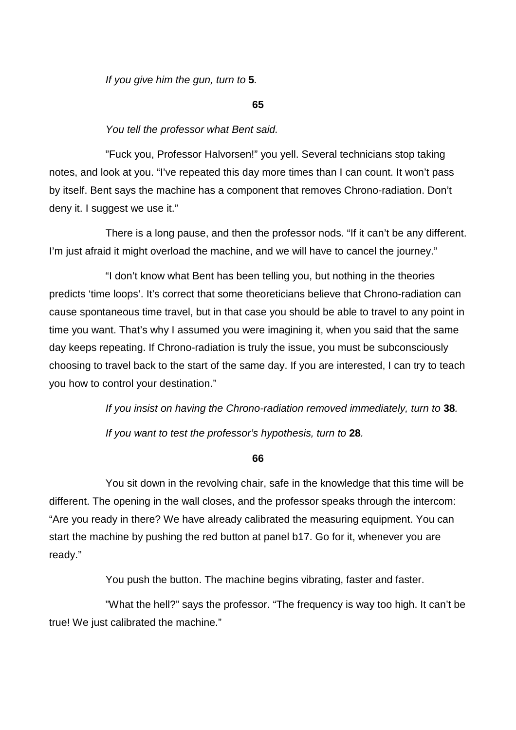*If you give him the gun, turn to* **5***.*

**65**

*You tell the professor what Bent said.*

”Fuck you, Professor Halvorsen!” you yell. Several technicians stop taking notes, and look at you. “I’ve repeated this day more times than I can count. It won’t pass by itself. Bent says the machine has a component that removes Chrono-radiation. Don’t deny it. I suggest we use it.”

There is a long pause, and then the professor nods. “If it can’t be any different. I’m just afraid it might overload the machine, and we will have to cancel the journey.”

“I don’t know what Bent has been telling you, but nothing in the theories predicts ‘time loops’. It’s correct that some theoreticians believe that Chrono-radiation can cause spontaneous time travel, but in that case you should be able to travel to any point in time you want. That’s why I assumed you were imagining it, when you said that the same day keeps repeating. If Chrono-radiation is truly the issue, you must be subconsciously choosing to travel back to the start of the same day. If you are interested, I can try to teach you how to control your destination.”

*If you insist on having the Chrono-radiation removed immediately, turn to* **38***.*

*If you want to test the professor’s hypothesis, turn to* **28***.*

**66**

You sit down in the revolving chair, safe in the knowledge that this time will be different. The opening in the wall closes, and the professor speaks through the intercom: “Are you ready in there? We have already calibrated the measuring equipment. You can start the machine by pushing the red button at panel b17. Go for it, whenever you are ready.”

You push the button. The machine begins vibrating, faster and faster.

”What the hell?” says the professor. “The frequency is way too high. It can’t be true! We just calibrated the machine.”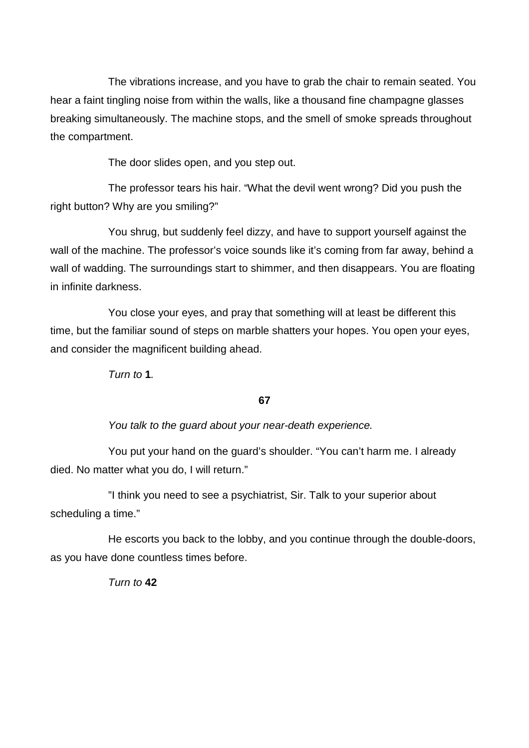The vibrations increase, and you have to grab the chair to remain seated. You hear a faint tingling noise from within the walls, like a thousand fine champagne glasses breaking simultaneously. The machine stops, and the smell of smoke spreads throughout the compartment.

The door slides open, and you step out.

The professor tears his hair. “What the devil went wrong? Did you push the right button? Why are you smiling?”

You shrug, but suddenly feel dizzy, and have to support yourself against the wall of the machine. The professor’s voice sounds like it’s coming from far away, behind a wall of wadding. The surroundings start to shimmer, and then disappears. You are floating in infinite darkness.

You close your eyes, and pray that something will at least be different this time, but the familiar sound of steps on marble shatters your hopes. You open your eyes, and consider the magnificent building ahead.

*Turn to* **1***.*

**67**

*You talk to the guard about your near-death experience.*

You put your hand on the guard’s shoulder. “You can’t harm me. I already died. No matter what you do, I will return.”

”I think you need to see a psychiatrist, Sir. Talk to your superior about scheduling a time.”

He escorts you back to the lobby, and you continue through the double-doors, as you have done countless times before.

*Turn to* **42**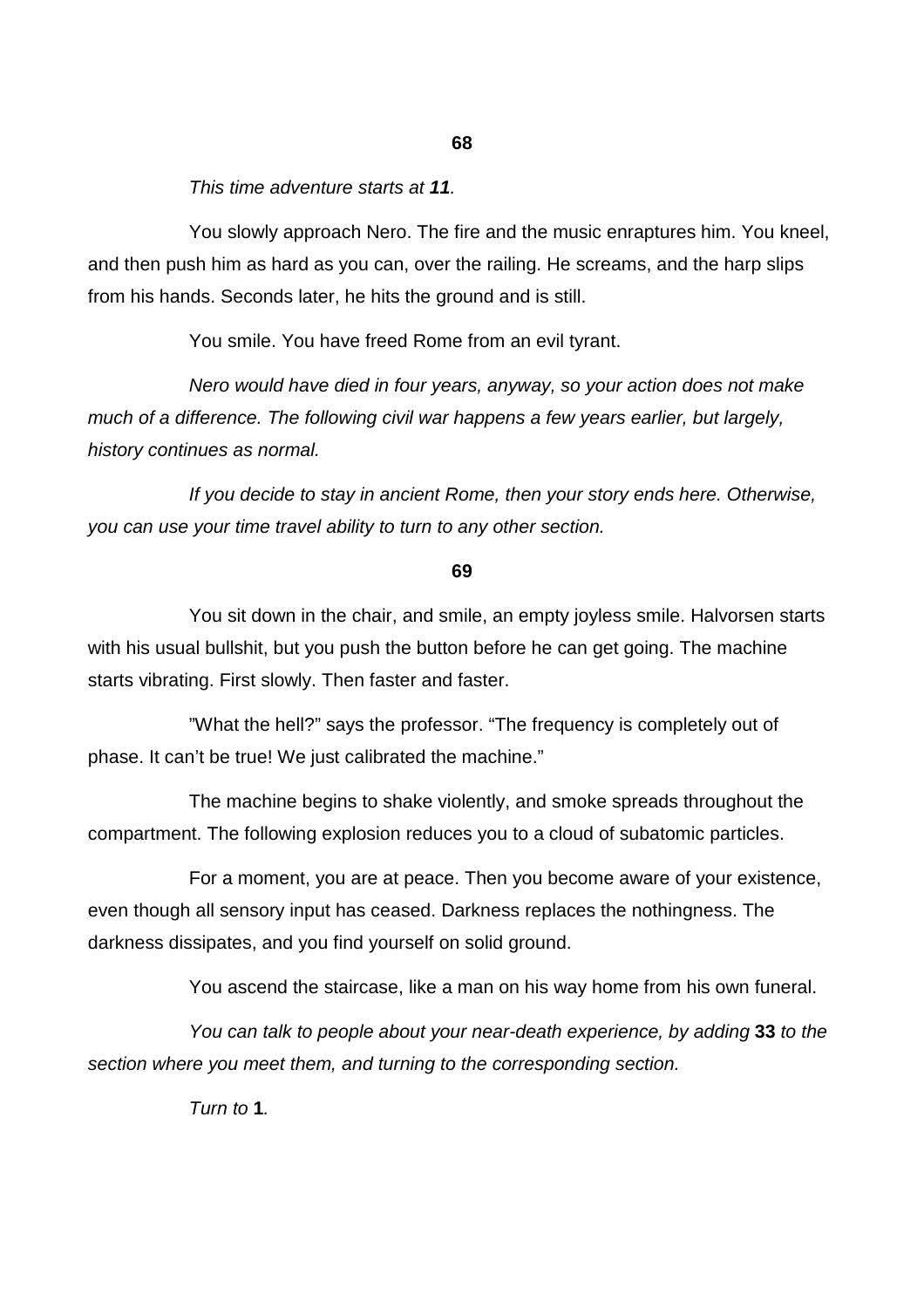**68**

*This time adventure starts at **11**.*

You slowly approach Nero. The fire and the music enraptures him. You kneel, and then push him as hard as you can, over the railing. He screams, and the harp slips from his hands. Seconds later, he hits the ground and is still.

You smile. You have freed Rome from an evil tyrant.

*Nero would have died in four years, anyway, so your action does not make much of a difference. The following civil war happens a few years earlier, but largely, history continues as normal.*

*If you decide to stay in ancient Rome, then your story ends here. Otherwise, you can use your time travel ability to turn to any other section.*

**69**

You sit down in the chair, and smile, an empty joyless smile. Halvorsen starts with his usual bullshit, but you push the button before he can get going. The machine starts vibrating. First slowly. Then faster and faster.

”What the hell?” says the professor. “The frequency is completely out of phase. It can’t be true! We just calibrated the machine.”

The machine begins to shake violently, and smoke spreads throughout the compartment. The following explosion reduces you to a cloud of subatomic particles.

For a moment, you are at peace. Then you become aware of your existence, even though all sensory input has ceased. Darkness replaces the nothingness. The darkness dissipates, and you find yourself on solid ground.

You ascend the staircase, like a man on his way home from his own funeral.

*You can talk to people about your near-death experience, by adding* **33** *to the section where you meet them, and turning to the corresponding section.*

*Turn to* **1***.*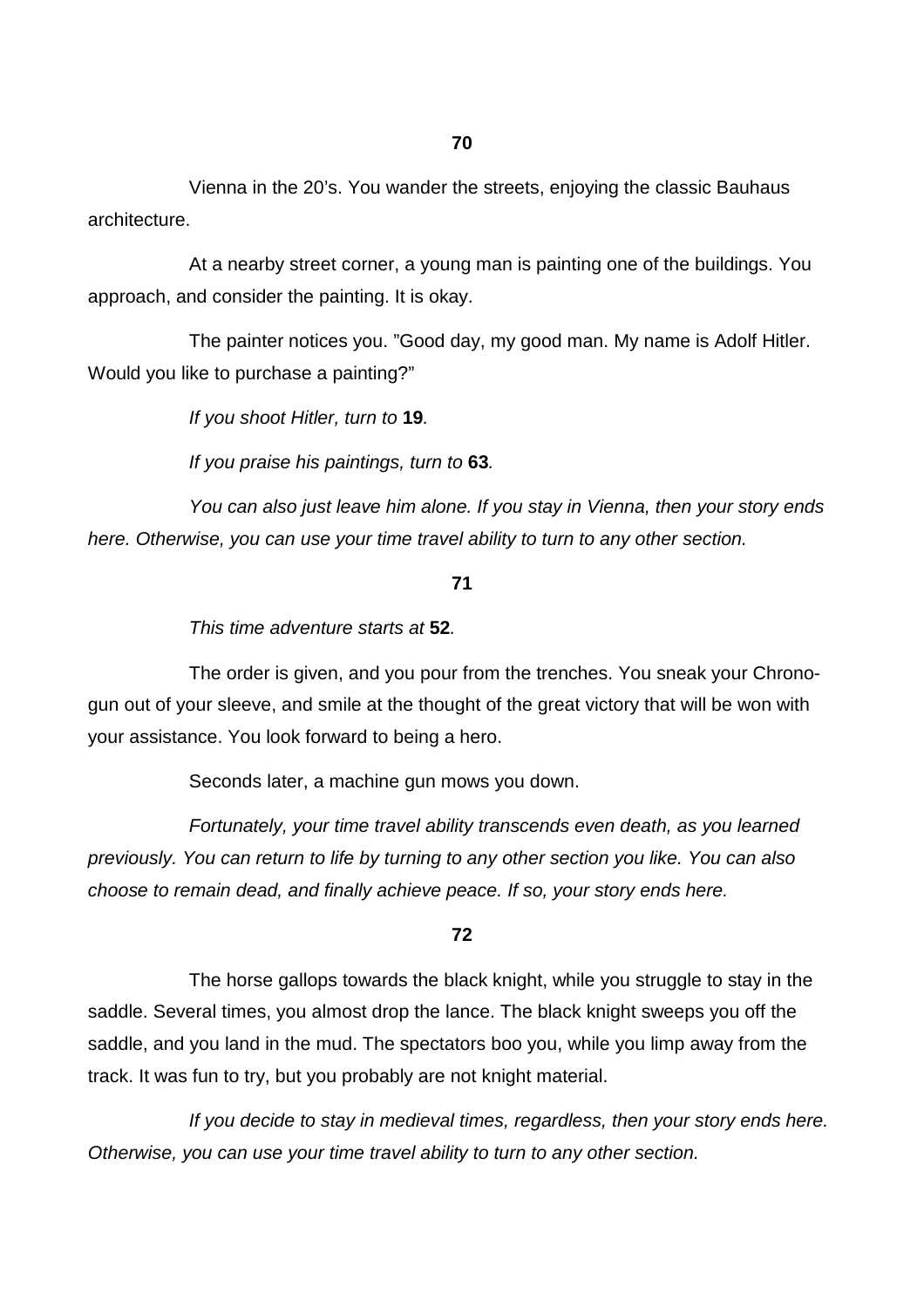**70**

Vienna in the 20’s. You wander the streets, enjoying the classic Bauhaus architecture.

At a nearby street corner, a young man is painting one of the buildings. You approach, and consider the painting. It is okay.

The painter notices you. ”Good day, my good man. My name is Adolf Hitler. Would you like to purchase a painting?”

*If you shoot Hitler, turn to* **19***.*

*If you praise his paintings, turn to* **63***.*

*You can also just leave him alone. If you stay in Vienna, then your story ends here. Otherwise, you can use your time travel ability to turn to any other section.*

**71**

*This time adventure starts at* **52***.*

The order is given, and you pour from the trenches. You sneak your Chrono-gun out of your sleeve, and smile at the thought of the great victory that will be won with your assistance. You look forward to being a hero.

Seconds later, a machine gun mows you down.

*Fortunately, your time travel ability transcends even death, as you learned previously. You can return to life by turning to any other section you like. You can also choose to remain dead, and finally achieve peace. If so, your story ends here.*

**72**

The horse gallops towards the black knight, while you struggle to stay in the saddle. Several times, you almost drop the lance. The black knight sweeps you off the saddle, and you land in the mud. The spectators boo you, while you limp away from the track. It was fun to try, but you probably are not knight material.

*If you decide to stay in medieval times, regardless, then your story ends here. Otherwise, you can use your time travel ability to turn to any other section.*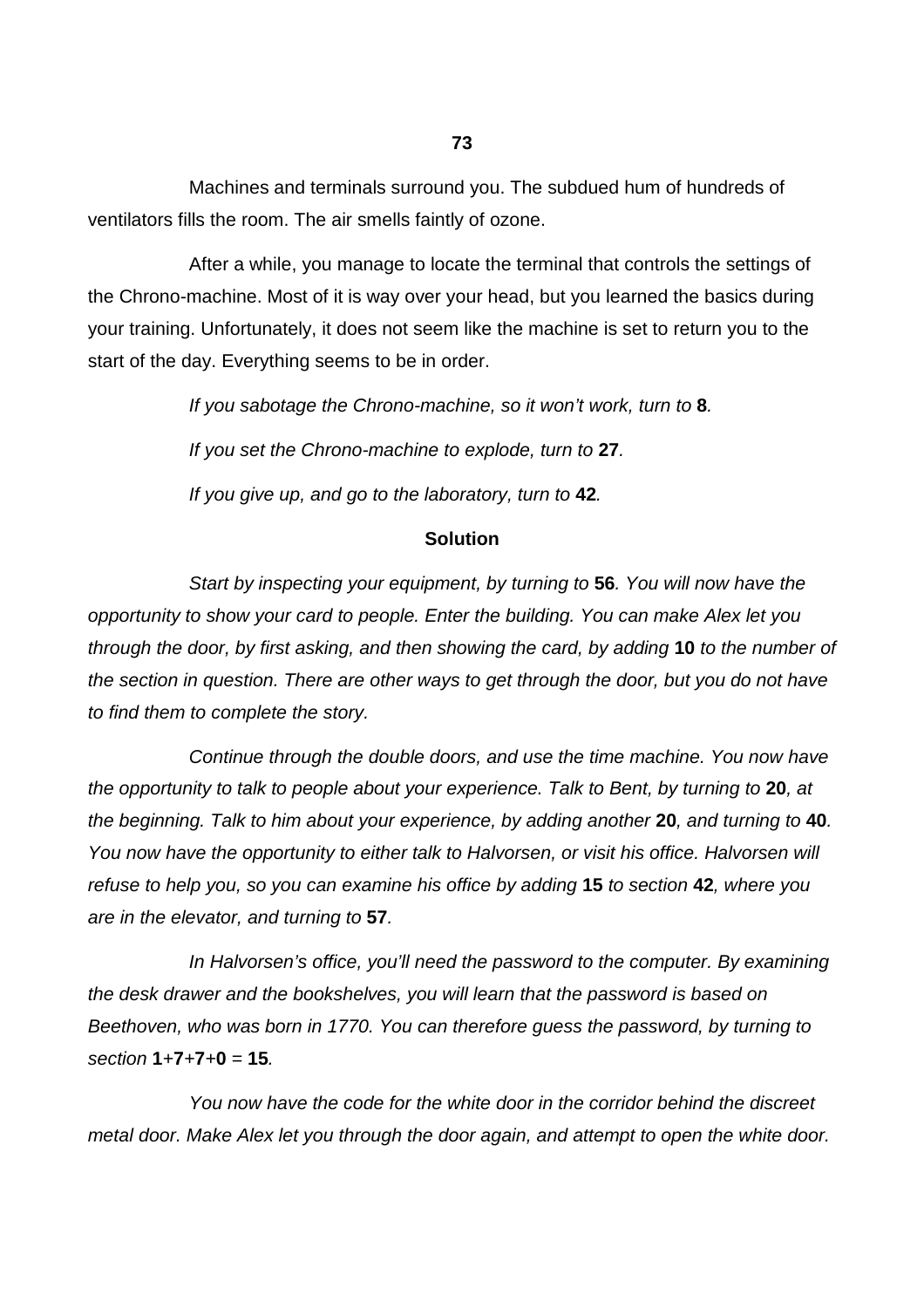**73**

Machines and terminals surround you. The subdued hum of hundreds of ventilators fills the room. The air smells faintly of ozone.

After a while, you manage to locate the terminal that controls the settings of the Chrono-machine. Most of it is way over your head, but you learned the basics during your training. Unfortunately, it does not seem like the machine is set to return you to the start of the day. Everything seems to be in order.

*If you sabotage the Chrono-machine, so it won't work, turn to* **8***.*

*If you set the Chrono-machine to explode, turn to* **27***.*

*If you give up, and go to the laboratory, turn to* **42***.*

**Solution**

*Start by inspecting your equipment, by turning to* **56***. You will now have the opportunity to show your card to people. Enter the building. You can make Alex let you through the door, by first asking, and then showing the card, by adding* **10** *to the number of the section in question. There are other ways to get through the door, but you do not have to find them to complete the story.*

*Continue through the double doors, and use the time machine. You now have the opportunity to talk to people about your experience. Talk to Bent, by turning to* **20***, at the beginning. Talk to him about your experience, by adding another* **20***, and turning to* **40***. You now have the opportunity to either talk to Halvorsen, or visit his office. Halvorsen will refuse to help you, so you can examine his office by adding* **15** *to section* **42***, where you are in the elevator, and turning to* **57***.*

*In Halvorsen's office, you'll need the password to the computer. By examining the desk drawer and the bookshelves, you will learn that the password is based on Beethoven, who was born in 1770. You can therefore guess the password, by turning to section* **1**+**7**+**7**+**0** = **15***.*

*You now have the code for the white door in the corridor behind the discreet metal door. Make Alex let you through the door again, and attempt to open the white door.*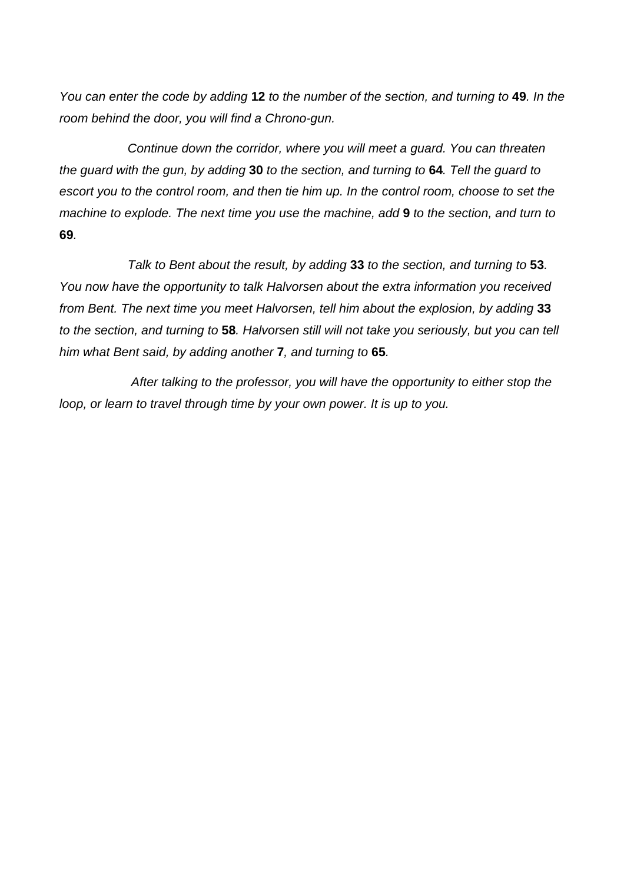*You can enter the code by adding* **12** *to the number of the section, and turning to* **49***. In the room behind the door, you will find a Chrono-gun.*

*Continue down the corridor, where you will meet a guard. You can threaten the guard with the gun, by adding* **30** *to the section, and turning to* **64***. Tell the guard to escort you to the control room, and then tie him up. In the control room, choose to set the machine to explode. The next time you use the machine, add* **9** *to the section, and turn to* **69***.*

*Talk to Bent about the result, by adding* **33** *to the section, and turning to* **53***. You now have the opportunity to talk Halvorsen about the extra information you received from Bent. The next time you meet Halvorsen, tell him about the explosion, by adding* **33** *to the section, and turning to* **58***. Halvorsen still will not take you seriously, but you can tell him what Bent said, by adding another* **7***, and turning to* **65***.*

*After talking to the professor, you will have the opportunity to either stop the loop, or learn to travel through time by your own power. It is up to you.*